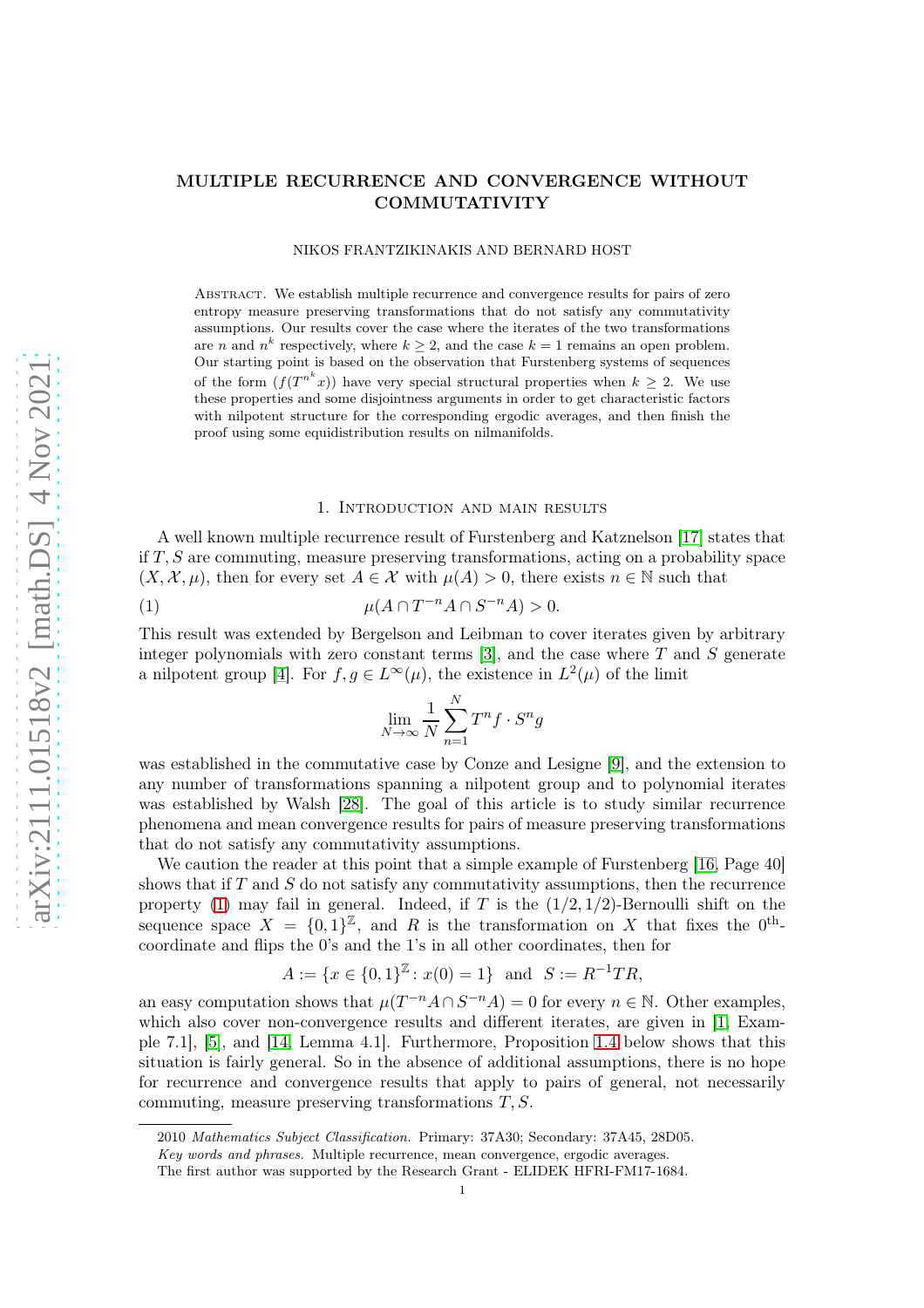# MULTIPLE RECURRENCE AND CONVERGENCE WITHOUT COMMUTATIVITY

NIKOS FRANTZIKINAKIS AND BERNARD HOST

Abstract. We establish multiple recurrence and convergence results for pairs of zero entropy measure preserving transformations that do not satisfy any commutativity assumptions. Our results cover the case where the iterates of the two transformations are $n$ and $n^k$ respectively, where $k \geq 2$, and the case $k = 1$ remains an open problem. Our starting point is based on the observation that Furstenberg systems of sequences of the form $(f(T^{n^k}x))$ have very special structural properties when $k \geq 2$. We use these properties and some disjointness arguments in order to get characteristic factors with nilpotent structure for the corresponding ergodic averages, and then finish the proof using some equidistribution results on nilmanifolds.

## 1. Introduction and main results

A well known multiple recurrence result of Furstenberg and Katznelson [17] states that if $T, S$ are commuting, measure preserving transformations, acting on a probability space $(X, \mathcal{X}, \mu)$, then for every set $A \in \mathcal{X}$ with $\mu(A) > 0$, there exists $n \in \mathbb{N}$ such that

$$\mu(A \cap T^{-n}A \cap S^{-n}A) > 0. \tag{1}$$

This result was extended by Bergelson and Leibman to cover iterates given by arbitrary integer polynomials with zero constant terms [3], and the case where $T$ and $S$ generate a nilpotent group [4]. For $f, g \in L^\infty(\mu)$, the existence in $L^2(\mu)$ of the limit

$$\lim_{N\to\infty} \frac{1}{N} \sum_{n=1}^{N} T^n f \cdot S^n g$$

was established in the commutative case by Conze and Lesigne [9], and the extension to any number of transformations spanning a nilpotent group and to polynomial iterates was established by Walsh [28]. The goal of this article is to study similar recurrence phenomena and mean convergence results for pairs of measure preserving transformations that do not satisfy any commutativity assumptions.

We caution the reader at this point that a simple example of Furstenberg [16, Page 40] shows that if $T$ and $S$ do not satisfy any commutativity assumptions, then the recurrence property (1) may fail in general. Indeed, if $T$ is the $(1/2, 1/2)$-Bernoulli shift on the sequence space $X = \{0, 1\}^{\mathbb{Z}}$, and $R$ is the transformation on $X$ that fixes the $0^{\text{th}}$-coordinate and flips the 0's and the 1's in all other coordinates, then for

$$A := \{x \in \{0, 1\}^{\mathbb{Z}} : x(0) = 1\} \quad \text{and} \quad S := R^{-1}TR,$$

an easy computation shows that $\mu(T^{-n}A \cap S^{-n}A) = 0$ for every $n \in \mathbb{N}$. Other examples, which also cover non-convergence results and different iterates, are given in [1, Example 7.1], [5], and [14, Lemma 4.1]. Furthermore, Proposition 1.4 below shows that this situation is fairly general. So in the absence of additional assumptions, there is no hope for recurrence and convergence results that apply to pairs of general, not necessarily commuting, measure preserving transformations $T, S$.

2010 *Mathematics Subject Classification.* Primary: 37A30; Secondary: 37A45, 28D05.

*Key words and phrases.* Multiple recurrence, mean convergence, ergodic averages.

The first author was supported by the Research Grant - ELIDEK HFRI-FM17-1684.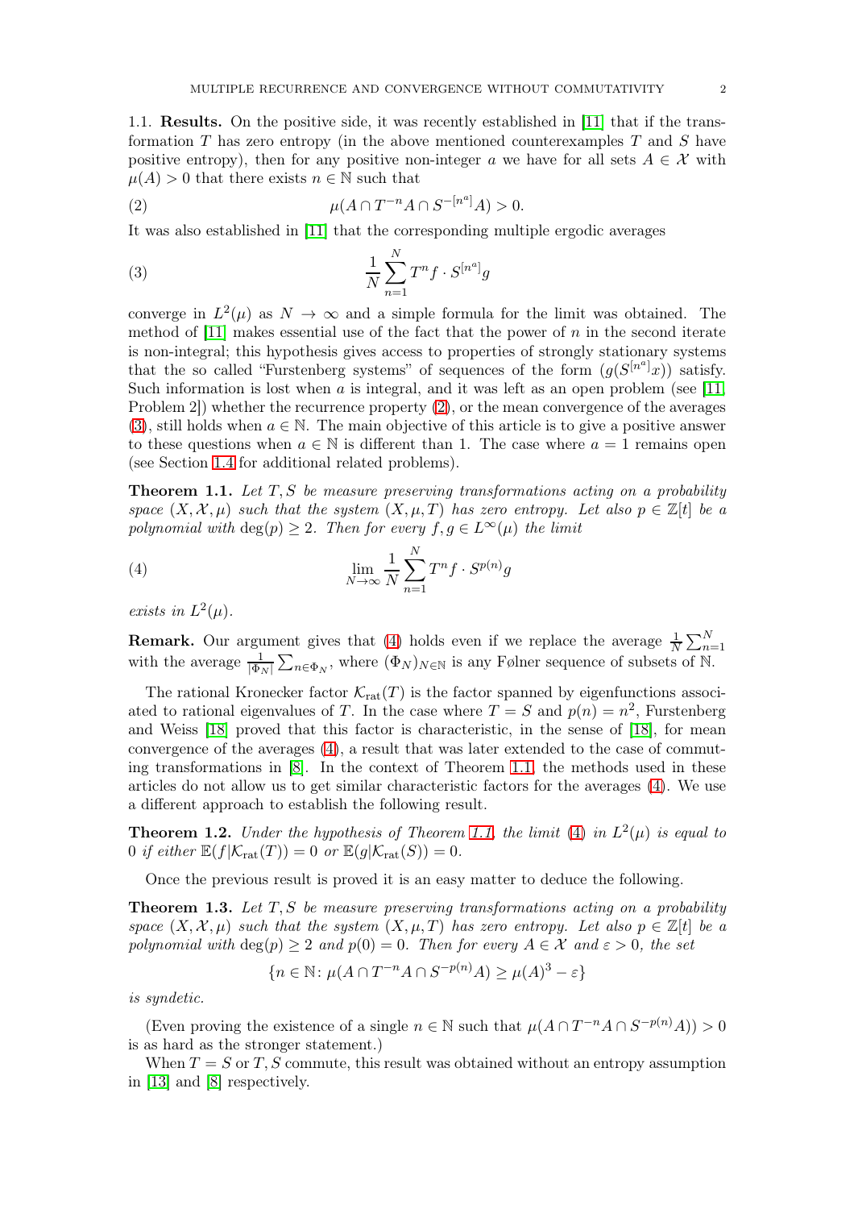### 1.1. Results.

On the positive side, it was recently established in [11] that if the transformation $T$ has zero entropy (in the above mentioned counterexamples $T$ and $S$ have positive entropy), then for any positive non-integer $a$ we have for all sets $A \in \mathcal{X}$ with $\mu(A) > 0$ that there exists $n \in \mathbb{N}$ such that

$$\mu(A \cap T^{-n}A \cap S^{-[n^a]}A) > 0. \tag{2}$$

It was also established in [11] that the corresponding multiple ergodic averages

$$\frac{1}{N}\sum_{n=1}^{N} T^n f \cdot S^{[n^a]} g \tag{3}$$

converge in $L^2(\mu)$ as $N \to \infty$ and a simple formula for the limit was obtained. The method of [11] makes essential use of the fact that the power of $n$ in the second iterate is non-integral; this hypothesis gives access to properties of strongly stationary systems that the so called "Furstenberg systems" of sequences of the form $(g(S^{[n^a]}x))$ satisfy. Such information is lost when $a$ is integral, and it was left as an open problem (see [11, Problem 2]) whether the recurrence property (2), or the mean convergence of the averages (3), still holds when $a \in \mathbb{N}$. The main objective of this article is to give a positive answer to these questions when $a \in \mathbb{N}$ is different than 1. The case where $a = 1$ remains open (see Section 1.4 for additional related problems).

**Theorem 1.1.** *Let $T, S$ be measure preserving transformations acting on a probability space $(X, \mathcal{X}, \mu)$ such that the system $(X, \mu, T)$ has zero entropy. Let also $p \in \mathbb{Z}[t]$ be a polynomial with $\deg(p) \geq 2$. Then for every $f, g \in L^\infty(\mu)$ the limit*

$$\lim_{N\to\infty} \frac{1}{N}\sum_{n=1}^{N} T^n f \cdot S^{p(n)} g \tag{4}$$

*exists in $L^2(\mu)$.*

**Remark.** Our argument gives that (4) holds even if we replace the average $\frac{1}{N}\sum_{n=1}^{N}$ with the average $\frac{1}{|\Phi_N|}\sum_{n\in\Phi_N}$, where $(\Phi_N)_{N\in\mathbb{N}}$ is any Følner sequence of subsets of $\mathbb{N}$.

The rational Kronecker factor $\mathcal{K}_{\text{rat}}(T)$ is the factor spanned by eigenfunctions associated to rational eigenvalues of $T$. In the case where $T = S$ and $p(n) = n^2$, Furstenberg and Weiss [18] proved that this factor is characteristic, in the sense of [18], for mean convergence of the averages (4), a result that was later extended to the case of commuting transformations in [8]. In the context of Theorem 1.1, the methods used in these articles do not allow us to get similar characteristic factors for the averages (4). We use a different approach to establish the following result.

**Theorem 1.2.** *Under the hypothesis of Theorem 1.1, the limit (4) in $L^2(\mu)$ is equal to 0 if either $\mathbb{E}(f|\mathcal{K}_{\text{rat}}(T)) = 0$ or $\mathbb{E}(g|\mathcal{K}_{\text{rat}}(S)) = 0$.*

Once the previous result is proved it is an easy matter to deduce the following.

**Theorem 1.3.** *Let $T, S$ be measure preserving transformations acting on a probability space $(X, \mathcal{X}, \mu)$ such that the system $(X, \mu, T)$ has zero entropy. Let also $p \in \mathbb{Z}[t]$ be a polynomial with $\deg(p) \geq 2$ and $p(0) = 0$. Then for every $A \in \mathcal{X}$ and $\varepsilon > 0$, the set*

$$\{n \in \mathbb{N} \colon \mu(A \cap T^{-n}A \cap S^{-p(n)}A) \geq \mu(A)^3 - \varepsilon\}$$

*is syndetic.*

(Even proving the existence of a single $n \in \mathbb{N}$ such that $\mu(A \cap T^{-n}A \cap S^{-p(n)}A)) > 0$ is as hard as the stronger statement.)

When $T = S$ or $T, S$ commute, this result was obtained without an entropy assumption in [13] and [8] respectively.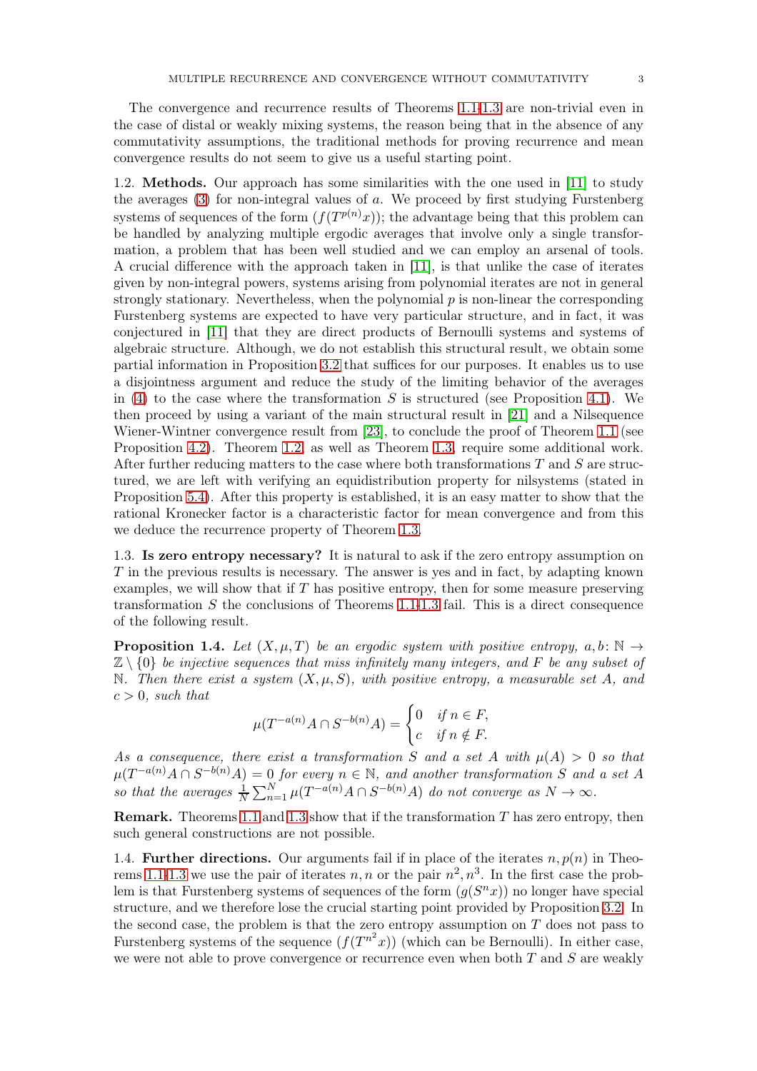The convergence and recurrence results of Theorems 1.1-1.3 are non-trivial even in the case of distal or weakly mixing systems, the reason being that in the absence of any commutativity assumptions, the traditional methods for proving recurrence and mean convergence results do not seem to give us a useful starting point.

1.2. **Methods.** Our approach has some similarities with the one used in [11] to study the averages (3) for non-integral values of $a$. We proceed by first studying Furstenberg systems of sequences of the form $(f(T^{p(n)}x))$; the advantage being that this problem can be handled by analyzing multiple ergodic averages that involve only a single transformation, a problem that has been well studied and we can employ an arsenal of tools. A crucial difference with the approach taken in [11], is that unlike the case of iterates given by non-integral powers, systems arising from polynomial iterates are not in general strongly stationary. Nevertheless, when the polynomial $p$ is non-linear the corresponding Furstenberg systems are expected to have very particular structure, and in fact, it was conjectured in [11] that they are direct products of Bernoulli systems and systems of algebraic structure. Although, we do not establish this structural result, we obtain some partial information in Proposition 3.2 that suffices for our purposes. It enables us to use a disjointness argument and reduce the study of the limiting behavior of the averages in (4) to the case where the transformation $S$ is structured (see Proposition 4.1). We then proceed by using a variant of the main structural result in [21] and a Nilsequence Wiener-Wintner convergence result from [23], to conclude the proof of Theorem 1.1 (see Proposition 4.2). Theorem 1.2, as well as Theorem 1.3, require some additional work. After further reducing matters to the case where both transformations $T$ and $S$ are structured, we are left with verifying an equidistribution property for nilsystems (stated in Proposition 5.4). After this property is established, it is an easy matter to show that the rational Kronecker factor is a characteristic factor for mean convergence and from this we deduce the recurrence property of Theorem 1.3.

1.3. **Is zero entropy necessary?** It is natural to ask if the zero entropy assumption on $T$ in the previous results is necessary. The answer is yes and in fact, by adapting known examples, we will show that if $T$ has positive entropy, then for some measure preserving transformation $S$ the conclusions of Theorems 1.1-1.3 fail. This is a direct consequence of the following result.

**Proposition 1.4.** *Let $(X,\mu,T)$ be an ergodic system with positive entropy, $a,b\colon \mathbb{N}\to \mathbb{Z}\setminus\{0\}$ be injective sequences that miss infinitely many integers, and $F$ be any subset of $\mathbb{N}$. Then there exist a system $(X,\mu,S)$, with positive entropy, a measurable set $A$, and $c>0$, such that*

$$\mu(T^{-a(n)}A\cap S^{-b(n)}A)=\begin{cases}0 & \text{if } n\in F,\\ c & \text{if } n\notin F.\end{cases}$$

*As a consequence, there exist a transformation $S$ and a set $A$ with $\mu(A)>0$ so that $\mu(T^{-a(n)}A\cap S^{-b(n)}A)=0$ for every $n\in\mathbb{N}$, and another transformation $S$ and a set $A$ so that the averages $\frac{1}{N}\sum_{n=1}^{N}\mu(T^{-a(n)}A\cap S^{-b(n)}A)$ do not converge as $N\to\infty$.*

**Remark.** Theorems 1.1 and 1.3 show that if the transformation $T$ has zero entropy, then such general constructions are not possible.

1.4. **Further directions.** Our arguments fail if in place of the iterates $n,p(n)$ in Theorems 1.1-1.3 we use the pair of iterates $n,n$ or the pair $n^2,n^3$. In the first case the problem is that Furstenberg systems of sequences of the form $(g(S^nx))$ no longer have special structure, and we therefore lose the crucial starting point provided by Proposition 3.2. In the second case, the problem is that the zero entropy assumption on $T$ does not pass to Furstenberg systems of the sequence $(f(T^{n^2}x))$ (which can be Bernoulli). In either case, we were not able to prove convergence or recurrence even when both $T$ and $S$ are weakly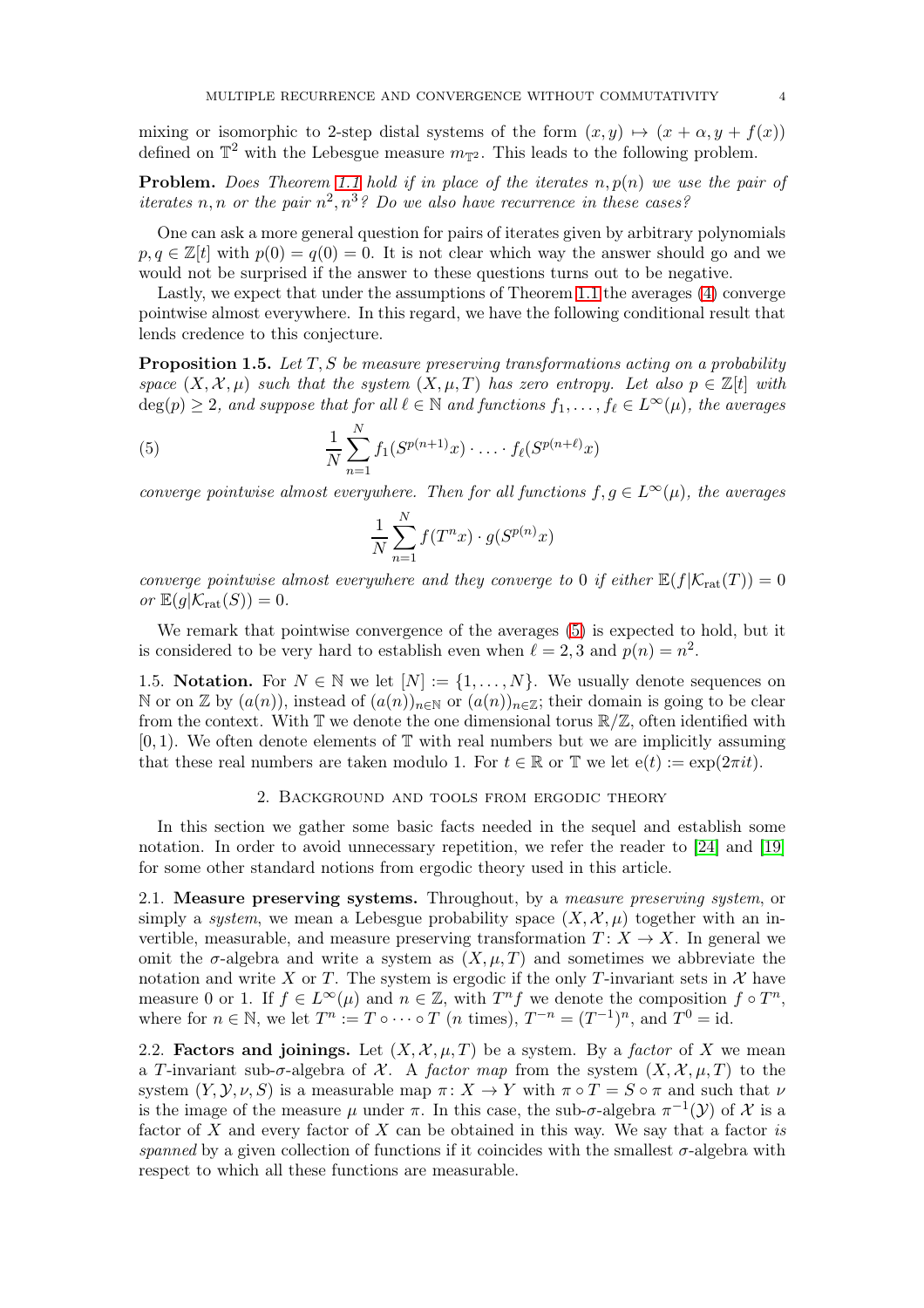mixing or isomorphic to 2-step distal systems of the form $(x, y) \mapsto (x + \alpha, y + f(x))$ defined on $\mathbb{T}^2$ with the Lebesgue measure $m_{\mathbb{T}^2}$. This leads to the following problem.

**Problem.** *Does Theorem 1.1 hold if in place of the iterates $n, p(n)$ we use the pair of iterates $n, n$ or the pair $n^2, n^3$? Do we also have recurrence in these cases?*

One can ask a more general question for pairs of iterates given by arbitrary polynomials $p, q \in \mathbb{Z}[t]$ with $p(0) = q(0) = 0$. It is not clear which way the answer should go and we would not be surprised if the answer to these questions turns out to be negative.

Lastly, we expect that under the assumptions of Theorem 1.1 the averages (4) converge pointwise almost everywhere. In this regard, we have the following conditional result that lends credence to this conjecture.

**Proposition 1.5.** *Let $T, S$ be measure preserving transformations acting on a probability space $(X, \mathcal{X}, \mu)$ such that the system $(X, \mu, T)$ has zero entropy. Let also $p \in \mathbb{Z}[t]$ with $\deg(p) \geq 2$, and suppose that for all $\ell \in \mathbb{N}$ and functions $f_1, \ldots, f_\ell \in L^\infty(\mu)$, the averages*

$$\frac{1}{N} \sum_{n=1}^{N} f_1(S^{p(n+1)}x) \cdot \ldots \cdot f_\ell(S^{p(n+\ell)}x) \tag{5}$$

*converge pointwise almost everywhere. Then for all functions $f, g \in L^\infty(\mu)$, the averages*

$$\frac{1}{N} \sum_{n=1}^{N} f(T^n x) \cdot g(S^{p(n)}x)$$

*converge pointwise almost everywhere and they converge to 0 if either $\mathbb{E}(f|\mathcal{K}_{\mathrm{rat}}(T)) = 0$ or $\mathbb{E}(g|\mathcal{K}_{\mathrm{rat}}(S)) = 0$.*

We remark that pointwise convergence of the averages (5) is expected to hold, but it is considered to be very hard to establish even when $\ell = 2, 3$ and $p(n) = n^2$.

1.5. **Notation.** For $N \in \mathbb{N}$ we let $[N] := \{1, \ldots, N\}$. We usually denote sequences on $\mathbb{N}$ or on $\mathbb{Z}$ by $(a(n))$, instead of $(a(n))_{n\in\mathbb{N}}$ or $(a(n))_{n\in\mathbb{Z}}$; their domain is going to be clear from the context. With $\mathbb{T}$ we denote the one dimensional torus $\mathbb{R}/\mathbb{Z}$, often identified with $[0, 1)$. We often denote elements of $\mathbb{T}$ with real numbers but we are implicitly assuming that these real numbers are taken modulo 1. For $t \in \mathbb{R}$ or $\mathbb{T}$ we let $\mathrm{e}(t) := \exp(2\pi i t)$.

## 2. Background and tools from ergodic theory

In this section we gather some basic facts needed in the sequel and establish some notation. In order to avoid unnecessary repetition, we refer the reader to [24] and [19] for some other standard notions from ergodic theory used in this article.

2.1. **Measure preserving systems.** Throughout, by a *measure preserving system*, or simply a *system*, we mean a Lebesgue probability space $(X, \mathcal{X}, \mu)$ together with an invertible, measurable, and measure preserving transformation $T : X \to X$. In general we omit the $\sigma$-algebra and write a system as $(X, \mu, T)$ and sometimes we abbreviate the notation and write $X$ or $T$. The system is ergodic if the only $T$-invariant sets in $\mathcal{X}$ have measure 0 or 1. If $f \in L^\infty(\mu)$ and $n \in \mathbb{Z}$, with $T^n f$ we denote the composition $f \circ T^n$, where for $n \in \mathbb{N}$, we let $T^n := T \circ \cdots \circ T$ ($n$ times), $T^{-n} = (T^{-1})^n$, and $T^0 = \mathrm{id}$.

2.2. **Factors and joinings.** Let $(X, \mathcal{X}, \mu, T)$ be a system. By a *factor* of $X$ we mean a $T$-invariant sub-$\sigma$-algebra of $\mathcal{X}$. A *factor map* from the system $(X, \mathcal{X}, \mu, T)$ to the system $(Y, \mathcal{Y}, \nu, S)$ is a measurable map $\pi : X \to Y$ with $\pi \circ T = S \circ \pi$ and such that $\nu$ is the image of the measure $\mu$ under $\pi$. In this case, the sub-$\sigma$-algebra $\pi^{-1}(\mathcal{Y})$ of $\mathcal{X}$ is a factor of $X$ and every factor of $X$ can be obtained in this way. We say that a factor *is spanned* by a given collection of functions if it coincides with the smallest $\sigma$-algebra with respect to which all these functions are measurable.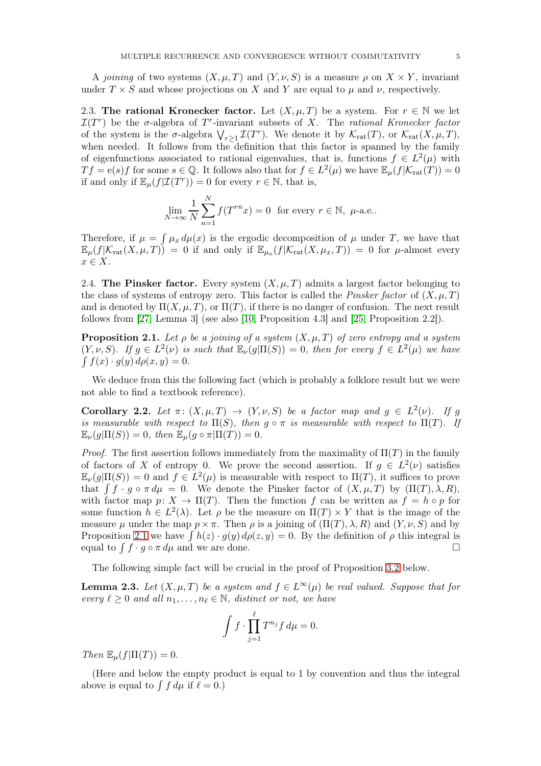A *joining* of two systems $(X, \mu, T)$ and $(Y, \nu, S)$ is a measure $\rho$ on $X \times Y$, invariant under $T \times S$ and whose projections on $X$ and $Y$ are equal to $\mu$ and $\nu$, respectively.

2.3. **The rational Kronecker factor.** Let $(X, \mu, T)$ be a system. For $r \in \mathbb{N}$ we let $\mathcal{I}(T^r)$ be the $\sigma$-algebra of $T^r$-invariant subsets of $X$. The *rational Kronecker factor* of the system is the $\sigma$-algebra $\bigvee_{r \geq 1} \mathcal{I}(T^r)$. We denote it by $\mathcal{K}_{\mathrm{rat}}(T)$, or $\mathcal{K}_{\mathrm{rat}}(X, \mu, T)$, when needed. It follows from the definition that this factor is spanned by the family of eigenfunctions associated to rational eigenvalues, that is, functions $f \in L^2(\mu)$ with $Tf = \mathrm{e}(s) f$ for some $s \in \mathbb{Q}$. It follows also that for $f \in L^2(\mu)$ we have $\mathbb{E}_\mu(f | \mathcal{K}_{\mathrm{rat}}(T)) = 0$ if and only if $\mathbb{E}_\mu(f | \mathcal{I}(T^r)) = 0$ for every $r \in \mathbb{N}$, that is,

$$\lim_{N \to \infty} \frac{1}{N} \sum_{n=1}^{N} f(T^{rn} x) = 0 \quad \text{for every } r \in \mathbb{N},\ \mu\text{-a.e.}.$$

Therefore, if $\mu = \int \mu_x \, d\mu(x)$ is the ergodic decomposition of $\mu$ under $T$, we have that $\mathbb{E}_\mu(f | \mathcal{K}_{\mathrm{rat}}(X, \mu, T)) = 0$ if and only if $\mathbb{E}_{\mu_x}(f | \mathcal{K}_{\mathrm{rat}}(X, \mu_x, T)) = 0$ for $\mu$-almost every $x \in X$.

2.4. **The Pinsker factor.** Every system $(X, \mu, T)$ admits a largest factor belonging to the class of systems of entropy zero. This factor is called the *Pinsker factor* of $(X, \mu, T)$ and is denoted by $\Pi(X, \mu, T)$, or $\Pi(T)$, if there is no danger of confusion. The next result follows from [27, Lemma 3] (see also [10, Proposition 4.3] and [25, Proposition 2.2]).

**Proposition 2.1.** *Let $\rho$ be a joining of a system $(X, \mu, T)$ of zero entropy and a system $(Y, \nu, S)$. If $g \in L^2(\nu)$ is such that $\mathbb{E}_\nu(g | \Pi(S)) = 0$, then for every $f \in L^2(\mu)$ we have $\int f(x) \cdot g(y) \, d\rho(x, y) = 0$.*

We deduce from this the following fact (which is probably a folklore result but we were not able to find a textbook reference).

**Corollary 2.2.** *Let $\pi \colon (X, \mu, T) \to (Y, \nu, S)$ be a factor map and $g \in L^2(\nu)$. If $g$ is measurable with respect to $\Pi(S)$, then $g \circ \pi$ is measurable with respect to $\Pi(T)$. If $\mathbb{E}_\nu(g | \Pi(S)) = 0$, then $\mathbb{E}_\mu(g \circ \pi | \Pi(T)) = 0$.*

*Proof.* The first assertion follows immediately from the maximality of $\Pi(T)$ in the family of factors of $X$ of entropy 0. We prove the second assertion. If $g \in L^2(\nu)$ satisfies $\mathbb{E}_\nu(g | \Pi(S)) = 0$ and $f \in L^2(\mu)$ is measurable with respect to $\Pi(T)$, it suffices to prove that $\int f \cdot g \circ \pi \, d\mu = 0$. We denote the Pinsker factor of $(X, \mu, T)$ by $(\Pi(T), \lambda, R)$, with factor map $p \colon X \to \Pi(T)$. Then the function $f$ can be written as $f = h \circ p$ for some function $h \in L^2(\lambda)$. Let $\rho$ be the measure on $\Pi(T) \times Y$ that is the image of the measure $\mu$ under the map $p \times \pi$. Then $\rho$ is a joining of $(\Pi(T), \lambda, R)$ and $(Y, \nu, S)$ and by Proposition 2.1 we have $\int h(z) \cdot g(y) \, d\rho(z, y) = 0$. By the definition of $\rho$ this integral is equal to $\int f \cdot g \circ \pi \, d\mu$ and we are done. $\square$

The following simple fact will be crucial in the proof of Proposition 3.2 below.

**Lemma 2.3.** *Let $(X, \mu, T)$ be a system and $f \in L^\infty(\mu)$ be real valued. Suppose that for every $\ell \geq 0$ and all $n_1, \ldots, n_\ell \in \mathbb{N}$, distinct or not, we have*

$$\int f \cdot \prod_{j=1}^{\ell} T^{n_j} f \, d\mu = 0.$$

*Then $\mathbb{E}_\mu(f | \Pi(T)) = 0$.*

(Here and below the empty product is equal to 1 by convention and thus the integral above is equal to $\int f \, d\mu$ if $\ell = 0$.)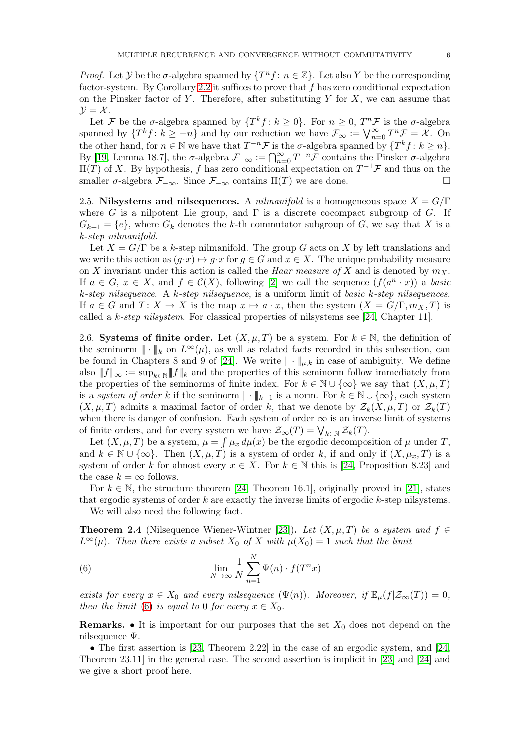*Proof.* Let $\mathcal{Y}$ be the $\sigma$-algebra spanned by $\{T^n f : n \in \mathbb{Z}\}$. Let also $Y$ be the corresponding factor-system. By Corollary 2.2 it suffices to prove that $f$ has zero conditional expectation on the Pinsker factor of $Y$. Therefore, after substituting $Y$ for $X$, we can assume that $\mathcal{Y} = \mathcal{X}$.

Let $\mathcal{F}$ be the $\sigma$-algebra spanned by $\{T^k f : k \geq 0\}$. For $n \geq 0$, $T^n\mathcal{F}$ is the $\sigma$-algebra spanned by $\{T^k f : k \geq -n\}$ and by our reduction we have $\mathcal{F}_\infty := \bigvee_{n=0}^{\infty} T^n\mathcal{F} = \mathcal{X}$. On the other hand, for $n \in \mathbb{N}$ we have that $T^{-n}\mathcal{F}$ is the $\sigma$-algebra spanned by $\{T^k f : k \geq n\}$. By [19, Lemma 18.7], the $\sigma$-algebra $\mathcal{F}_{-\infty} := \bigcap_{n=0}^{\infty} T^{-n}\mathcal{F}$ contains the Pinsker $\sigma$-algebra $\Pi(T)$ of $X$. By hypothesis, $f$ has zero conditional expectation on $T^{-1}\mathcal{F}$ and thus on the smaller $\sigma$-algebra $\mathcal{F}_{-\infty}$. Since $\mathcal{F}_{-\infty}$ contains $\Pi(T)$ we are done. $\square$

2.5. **Nilsystems and nilsequences.** A *nilmanifold* is a homogeneous space $X = G/\Gamma$ where $G$ is a nilpotent Lie group, and $\Gamma$ is a discrete cocompact subgroup of $G$. If $G_{k+1} = \{e\}$, where $G_k$ denotes the $k$-th commutator subgroup of $G$, we say that $X$ is a *$k$-step nilmanifold*.

Let $X = G/\Gamma$ be a $k$-step nilmanifold. The group $G$ acts on $X$ by left translations and we write this action as $(g \cdot x) \mapsto g \cdot x$ for $g \in G$ and $x \in X$. The unique probability measure on $X$ invariant under this action is called the *Haar measure of* $X$ and is denoted by $m_X$. If $a \in G$, $x \in X$, and $f \in \mathcal{C}(X)$, following [2] we call the sequence $(f(a^n \cdot x))$ a *basic $k$-step nilsequence*. A *$k$-step nilsequence*, is a uniform limit of *basic $k$-step nilsequences*. If $a \in G$ and $T : X \to X$ is the map $x \mapsto a \cdot x$, then the system $(X = G/\Gamma, m_X, T)$ is called a *$k$-step nilsystem*. For classical properties of nilsystems see [24, Chapter 11].

2.6. **Systems of finite order.** Let $(X, \mu, T)$ be a system. For $k \in \mathbb{N}$, the definition of the seminorm $\|\!|\cdot|\!\|_k$ on $L^\infty(\mu)$, as well as related facts recorded in this subsection, can be found in Chapters 8 and 9 of [24]. We write $\|\!|\cdot|\!\|_{\mu,k}$ in case of ambiguity. We define also $\|\!|f|\!\|_\infty := \sup_{k\in\mathbb{N}} \|\!|f|\!\|_k$ and the properties of this seminorm follow immediately from the properties of the seminorms of finite index. For $k \in \mathbb{N} \cup \{\infty\}$ we say that $(X, \mu, T)$ is a *system of order* $k$ if the seminorm $\|\!|\cdot|\!\|_{k+1}$ is a norm. For $k \in \mathbb{N} \cup \{\infty\}$, each system $(X, \mu, T)$ admits a maximal factor of order $k$, that we denote by $\mathcal{Z}_k(X, \mu, T)$ or $\mathcal{Z}_k(T)$ when there is danger of confusion. Each system of order $\infty$ is an inverse limit of systems of finite orders, and for every system we have $\mathcal{Z}_\infty(T) = \bigvee_{k\in\mathbb{N}} \mathcal{Z}_k(T)$.

Let $(X, \mu, T)$ be a system, $\mu = \int \mu_x \, d\mu(x)$ be the ergodic decomposition of $\mu$ under $T$, and $k \in \mathbb{N} \cup \{\infty\}$. Then $(X, \mu, T)$ is a system of order $k$, if and only if $(X, \mu_x, T)$ is a system of order $k$ for almost every $x \in X$. For $k \in \mathbb{N}$ this is [24, Proposition 8.23] and the case $k = \infty$ follows.

For $k \in \mathbb{N}$, the structure theorem [24, Theorem 16.1], originally proved in [21], states that ergodic systems of order $k$ are exactly the inverse limits of ergodic $k$-step nilsystems.

We will also need the following fact.

**Theorem 2.4** (Nilsequence Wiener-Wintner [23])**.** *Let $(X, \mu, T)$ be a system and $f \in L^\infty(\mu)$. Then there exists a subset $X_0$ of $X$ with $\mu(X_0) = 1$ such that the limit*

$$\lim_{N\to\infty} \frac{1}{N} \sum_{n=1}^{N} \Psi(n) \cdot f(T^n x) \tag{6}$$

*exists for every $x \in X_0$ and every nilsequence $(\Psi(n))$. Moreover, if $\mathbb{E}_\mu(f|\mathcal{Z}_\infty(T)) = 0$, then the limit (6) is equal to 0 for every $x \in X_0$.*

**Remarks.** • It is important for our purposes that the set $X_0$ does not depend on the nilsequence $\Psi$.

• The first assertion is [23, Theorem 2.22] in the case of an ergodic system, and [24, Theorem 23.11] in the general case. The second assertion is implicit in [23] and [24] and we give a short proof here.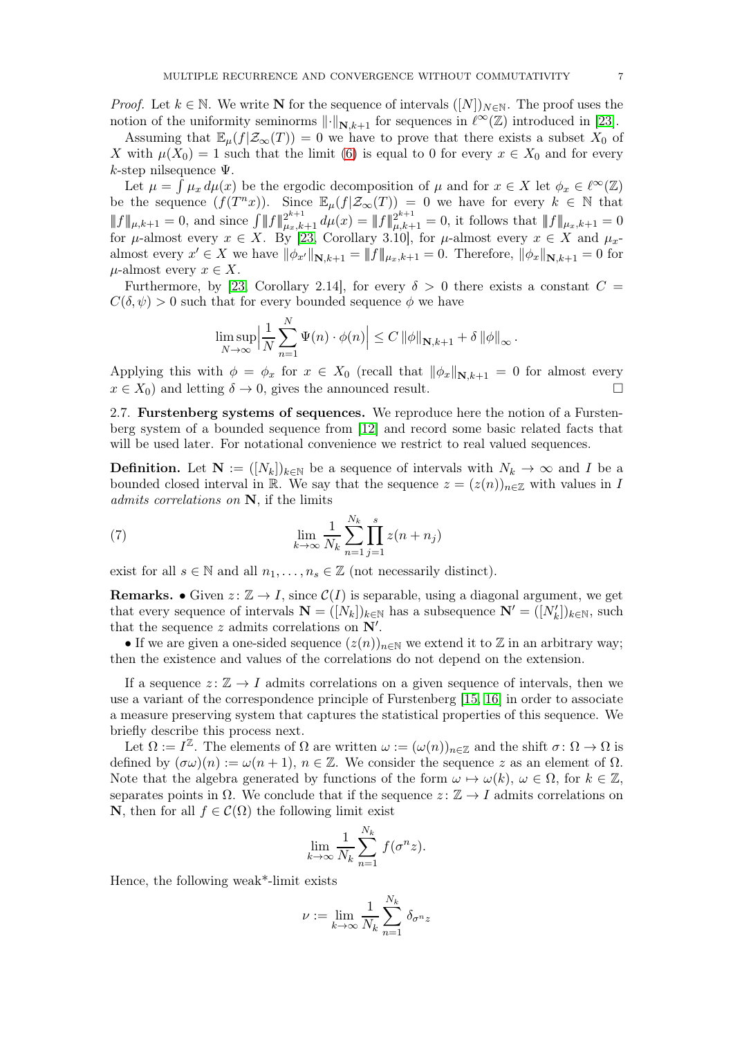*Proof.* Let $k \in \mathbb{N}$. We write $\mathbf{N}$ for the sequence of intervals $([N])_{N\in\mathbb{N}}$. The proof uses the notion of the uniformity seminorms $\|\cdot\|_{\mathbf{N},k+1}$ for sequences in $\ell^\infty(\mathbb{Z})$ introduced in [23].

Assuming that $\mathbb{E}_\mu(f|\mathcal{Z}_\infty(T)) = 0$ we have to prove that there exists a subset $X_0$ of $X$ with $\mu(X_0) = 1$ such that the limit (6) is equal to 0 for every $x \in X_0$ and for every $k$-step nilsequence $\Psi$.

Let $\mu = \int \mu_x \, d\mu(x)$ be the ergodic decomposition of $\mu$ and for $x \in X$ let $\phi_x \in \ell^\infty(\mathbb{Z})$ be the sequence $(f(T^n x))$. Since $\mathbb{E}_\mu(f|\mathcal{Z}_\infty(T)) = 0$ we have for every $k \in \mathbb{N}$ that $|\!|\!| f |\!|\!|_{\mu,k+1} = 0$, and since $\int |\!|\!| f |\!|\!|_{\mu_x,k+1}^{2^{k+1}} \, d\mu(x) = |\!|\!| f |\!|\!|_{\mu,k+1}^{2^{k+1}} = 0$, it follows that $|\!|\!| f |\!|\!|_{\mu_x,k+1} = 0$ for $\mu$-almost every $x \in X$. By [23, Corollary 3.10], for $\mu$-almost every $x \in X$ and $\mu_x$-almost every $x' \in X$ we have $\|\phi_{x'}\|_{\mathbf{N},k+1} = |\!|\!| f |\!|\!|_{\mu_x,k+1} = 0$. Therefore, $\|\phi_x\|_{\mathbf{N},k+1} = 0$ for $\mu$-almost every $x \in X$.

Furthermore, by [23, Corollary 2.14], for every $\delta > 0$ there exists a constant $C = C(\delta, \psi) > 0$ such that for every bounded sequence $\phi$ we have

$$\limsup_{N\to\infty} \Big| \frac{1}{N} \sum_{n=1}^{N} \Psi(n) \cdot \phi(n) \Big| \leq C \, \|\phi\|_{\mathbf{N},k+1} + \delta \, \|\phi\|_\infty .$$

Applying this with $\phi = \phi_x$ for $x \in X_0$ (recall that $\|\phi_x\|_{\mathbf{N},k+1} = 0$ for almost every $x \in X_0$) and letting $\delta \to 0$, gives the announced result. $\square$

## 2.7. Furstenberg systems of sequences.

We reproduce here the notion of a Furstenberg system of a bounded sequence from [12] and record some basic related facts that will be used later. For notational convenience we restrict to real valued sequences.

**Definition.** Let $\mathbf{N} := ([N_k])_{k\in\mathbb{N}}$ be a sequence of intervals with $N_k \to \infty$ and $I$ be a bounded closed interval in $\mathbb{R}$. We say that the sequence $z = (z(n))_{n\in\mathbb{Z}}$ with values in $I$ *admits correlations on* $\mathbf{N}$, if the limits

$$\lim_{k\to\infty} \frac{1}{N_k} \sum_{n=1}^{N_k} \prod_{j=1}^{s} z(n + n_j) \tag{7}$$

exist for all $s \in \mathbb{N}$ and all $n_1, \ldots, n_s \in \mathbb{Z}$ (not necessarily distinct).

**Remarks.** • Given $z\colon \mathbb{Z} \to I$, since $\mathcal{C}(I)$ is separable, using a diagonal argument, we get that every sequence of intervals $\mathbf{N} = ([N_k])_{k\in\mathbb{N}}$ has a subsequence $\mathbf{N}' = ([N'_k])_{k\in\mathbb{N}}$, such that the sequence $z$ admits correlations on $\mathbf{N}'$.

• If we are given a one-sided sequence $(z(n))_{n\in\mathbb{N}}$ we extend it to $\mathbb{Z}$ in an arbitrary way; then the existence and values of the correlations do not depend on the extension.

If a sequence $z\colon \mathbb{Z} \to I$ admits correlations on a given sequence of intervals, then we use a variant of the correspondence principle of Furstenberg [15, 16] in order to associate a measure preserving system that captures the statistical properties of this sequence. We briefly describe this process next.

Let $\Omega := I^{\mathbb{Z}}$. The elements of $\Omega$ are written $\omega := (\omega(n))_{n\in\mathbb{Z}}$ and the shift $\sigma\colon \Omega \to \Omega$ is defined by $(\sigma\omega)(n) := \omega(n+1)$, $n \in \mathbb{Z}$. We consider the sequence $z$ as an element of $\Omega$. Note that the algebra generated by functions of the form $\omega \mapsto \omega(k)$, $\omega \in \Omega$, for $k \in \mathbb{Z}$, separates points in $\Omega$. We conclude that if the sequence $z\colon \mathbb{Z} \to I$ admits correlations on $\mathbf{N}$, then for all $f \in \mathcal{C}(\Omega)$ the following limit exist

$$\lim_{k\to\infty} \frac{1}{N_k} \sum_{n=1}^{N_k} f(\sigma^n z).$$

Hence, the following weak*-limit exists

$$\nu := \lim_{k\to\infty} \frac{1}{N_k} \sum_{n=1}^{N_k} \delta_{\sigma^n z}$$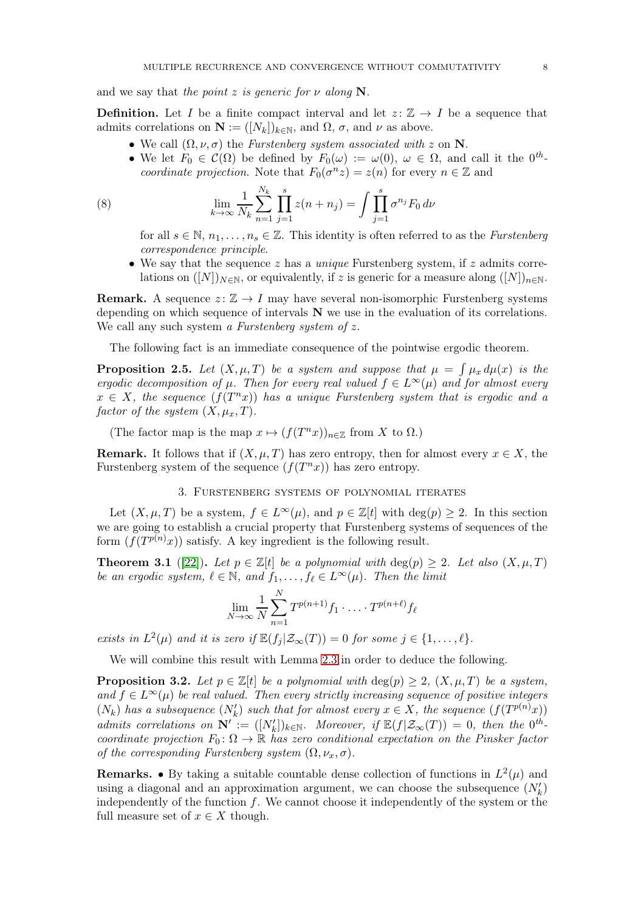and we say that *the point $z$ is generic for $\nu$ along $\mathbf{N}$*.

**Definition.** Let $I$ be a finite compact interval and let $z\colon \mathbb{Z} \to I$ be a sequence that admits correlations on $\mathbf{N} := ([N_k])_{k\in\mathbb{N}}$, and $\Omega$, $\sigma$, and $\nu$ as above.

- We call $(\Omega, \nu, \sigma)$ the *Furstenberg system associated with* $z$ on $\mathbf{N}$.
- We let $F_0 \in \mathcal{C}(\Omega)$ be defined by $F_0(\omega) := \omega(0)$, $\omega \in \Omega$, and call it the *$0^{th}$-coordinate projection*. Note that $F_0(\sigma^n z) = z(n)$ for every $n \in \mathbb{Z}$ and

$$\lim_{k\to\infty} \frac{1}{N_k}\sum_{n=1}^{N_k}\prod_{j=1}^{s} z(n+n_j) = \int \prod_{j=1}^{s} \sigma^{n_j} F_0 \, d\nu \tag{8}$$

  for all $s \in \mathbb{N}$, $n_1, \ldots, n_s \in \mathbb{Z}$. This identity is often referred to as the *Furstenberg correspondence principle*.
- We say that the sequence $z$ has a *unique* Furstenberg system, if $z$ admits correlations on $([N])_{N\in\mathbb{N}}$, or equivalently, if $z$ is generic for a measure along $([N])_{n\in\mathbb{N}}$.

**Remark.** A sequence $z\colon \mathbb{Z} \to I$ may have several non-isomorphic Furstenberg systems depending on which sequence of intervals $\mathbf{N}$ we use in the evaluation of its correlations. We call any such system *a Furstenberg system of* $z$.

The following fact is an immediate consequence of the pointwise ergodic theorem.

**Proposition 2.5.** *Let $(X, \mu, T)$ be a system and suppose that $\mu = \int \mu_x \, d\mu(x)$ is the ergodic decomposition of $\mu$. Then for every real valued $f \in L^\infty(\mu)$ and for almost every $x \in X$, the sequence $(f(T^n x))$ has a unique Furstenberg system that is ergodic and a factor of the system $(X, \mu_x, T)$.*

(The factor map is the map $x \mapsto (f(T^n x))_{n\in\mathbb{Z}}$ from $X$ to $\Omega$.)

**Remark.** It follows that if $(X, \mu, T)$ has zero entropy, then for almost every $x \in X$, the Furstenberg system of the sequence $(f(T^n x))$ has zero entropy.

## 3. Furstenberg systems of polynomial iterates

Let $(X, \mu, T)$ be a system, $f \in L^\infty(\mu)$, and $p \in \mathbb{Z}[t]$ with $\deg(p) \geq 2$. In this section we are going to establish a crucial property that Furstenberg systems of sequences of the form $(f(T^{p(n)}x))$ satisfy. A key ingredient is the following result.

**Theorem 3.1** ([22]). *Let $p \in \mathbb{Z}[t]$ be a polynomial with $\deg(p) \geq 2$. Let also $(X, \mu, T)$ be an ergodic system, $\ell \in \mathbb{N}$, and $f_1, \ldots, f_\ell \in L^\infty(\mu)$. Then the limit*

$$\lim_{N\to\infty} \frac{1}{N}\sum_{n=1}^{N} T^{p(n+1)} f_1 \cdot \ldots \cdot T^{p(n+\ell)} f_\ell$$

*exists in $L^2(\mu)$ and it is zero if $\mathbb{E}(f_j|\mathcal{Z}_\infty(T)) = 0$ for some $j \in \{1, \ldots, \ell\}$.*

We will combine this result with Lemma 2.3 in order to deduce the following.

**Proposition 3.2.** *Let $p \in \mathbb{Z}[t]$ be a polynomial with $\deg(p) \geq 2$, $(X, \mu, T)$ be a system, and $f \in L^\infty(\mu)$ be real valued. Then every strictly increasing sequence of positive integers $(N_k)$ has a subsequence $(N_k')$ such that for almost every $x \in X$, the sequence $(f(T^{p(n)}x))$ admits correlations on $\mathbf{N}' := ([N_k'])_{k\in\mathbb{N}}$. Moreover, if $\mathbb{E}(f|\mathcal{Z}_\infty(T)) = 0$, then the $0^{th}$-coordinate projection $F_0\colon \Omega \to \mathbb{R}$ has zero conditional expectation on the Pinsker factor of the corresponding Furstenberg system $(\Omega, \nu_x, \sigma)$.*

**Remarks.** • By taking a suitable countable dense collection of functions in $L^2(\mu)$ and using a diagonal and an approximation argument, we can choose the subsequence $(N_k')$ independently of the function $f$. We cannot choose it independently of the system or the full measure set of $x \in X$ though.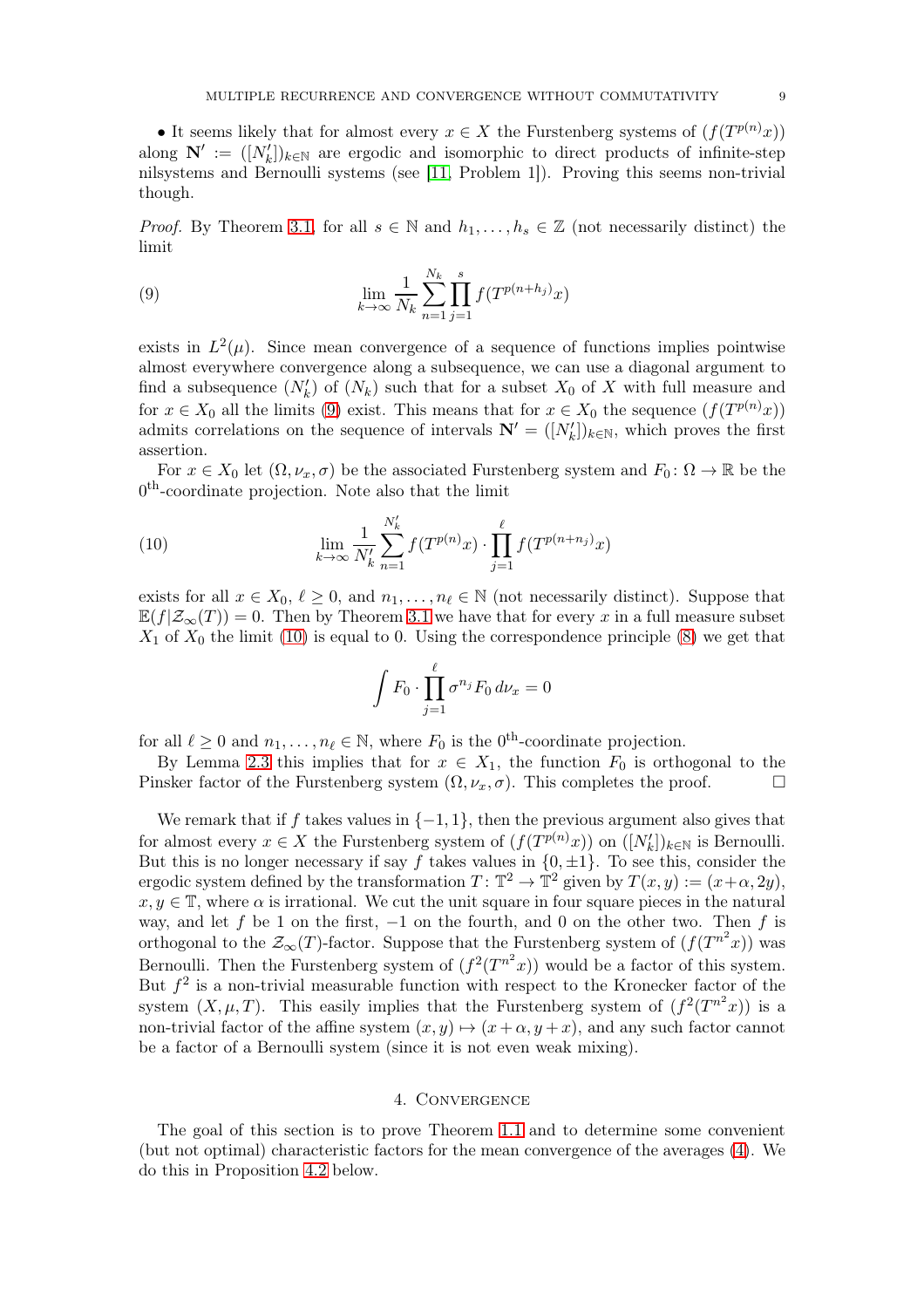• It seems likely that for almost every $x \in X$ the Furstenberg systems of $(f(T^{p(n)}x))$ along $\mathbf{N}' := ([N'_k])_{k\in\mathbb{N}}$ are ergodic and isomorphic to direct products of infinite-step nilsystems and Bernoulli systems (see [11, Problem 1]). Proving this seems non-trivial though.

*Proof.* By Theorem 3.1, for all $s \in \mathbb{N}$ and $h_1, \ldots, h_s \in \mathbb{Z}$ (not necessarily distinct) the limit

$$\lim_{k\to\infty} \frac{1}{N_k} \sum_{n=1}^{N_k} \prod_{j=1}^{s} f(T^{p(n+h_j)}x) \tag{9}$$

exists in $L^2(\mu)$. Since mean convergence of a sequence of functions implies pointwise almost everywhere convergence along a subsequence, we can use a diagonal argument to find a subsequence $(N'_k)$ of $(N_k)$ such that for a subset $X_0$ of $X$ with full measure and for $x \in X_0$ all the limits (9) exist. This means that for $x \in X_0$ the sequence $(f(T^{p(n)}x))$ admits correlations on the sequence of intervals $\mathbf{N}' = ([N'_k])_{k\in\mathbb{N}}$, which proves the first assertion.

For $x \in X_0$ let $(\Omega, \nu_x, \sigma)$ be the associated Furstenberg system and $F_0 \colon \Omega \to \mathbb{R}$ be the $0^{\text{th}}$-coordinate projection. Note also that the limit

$$\lim_{k\to\infty} \frac{1}{N'_k} \sum_{n=1}^{N'_k} f(T^{p(n)}x) \cdot \prod_{j=1}^{\ell} f(T^{p(n+n_j)}x) \tag{10}$$

exists for all $x \in X_0$, $\ell \geq 0$, and $n_1, \ldots, n_\ell \in \mathbb{N}$ (not necessarily distinct). Suppose that $\mathbb{E}(f|\mathcal{Z}_\infty(T)) = 0$. Then by Theorem 3.1 we have that for every $x$ in a full measure subset $X_1$ of $X_0$ the limit (10) is equal to 0. Using the correspondence principle (8) we get that

$$\int F_0 \cdot \prod_{j=1}^{\ell} \sigma^{n_j} F_0 \, d\nu_x = 0$$

for all $\ell \geq 0$ and $n_1, \ldots, n_\ell \in \mathbb{N}$, where $F_0$ is the $0^{\text{th}}$-coordinate projection.

By Lemma 2.3 this implies that for $x \in X_1$, the function $F_0$ is orthogonal to the Pinsker factor of the Furstenberg system $(\Omega, \nu_x, \sigma)$. This completes the proof. $\square$

We remark that if $f$ takes values in $\{-1, 1\}$, then the previous argument also gives that for almost every $x \in X$ the Furstenberg system of $(f(T^{p(n)}x))$ on $([N'_k])_{k\in\mathbb{N}}$ is Bernoulli. But this is no longer necessary if say $f$ takes values in $\{0, \pm 1\}$. To see this, consider the ergodic system defined by the transformation $T \colon \mathbb{T}^2 \to \mathbb{T}^2$ given by $T(x, y) := (x+\alpha, 2y)$, $x, y \in \mathbb{T}$, where $\alpha$ is irrational. We cut the unit square in four square pieces in the natural way, and let $f$ be 1 on the first, $-1$ on the fourth, and 0 on the other two. Then $f$ is orthogonal to the $\mathcal{Z}_\infty(T)$-factor. Suppose that the Furstenberg system of $(f(T^{n^2}x))$ was Bernoulli. Then the Furstenberg system of $(f^2(T^{n^2}x))$ would be a factor of this system. But $f^2$ is a non-trivial measurable function with respect to the Kronecker factor of the system $(X, \mu, T)$. This easily implies that the Furstenberg system of $(f^2(T^{n^2}x))$ is a non-trivial factor of the affine system $(x, y) \mapsto (x + \alpha, y + x)$, and any such factor cannot be a factor of a Bernoulli system (since it is not even weak mixing).

## 4. Convergence

The goal of this section is to prove Theorem 1.1 and to determine some convenient (but not optimal) characteristic factors for the mean convergence of the averages (4). We do this in Proposition 4.2 below.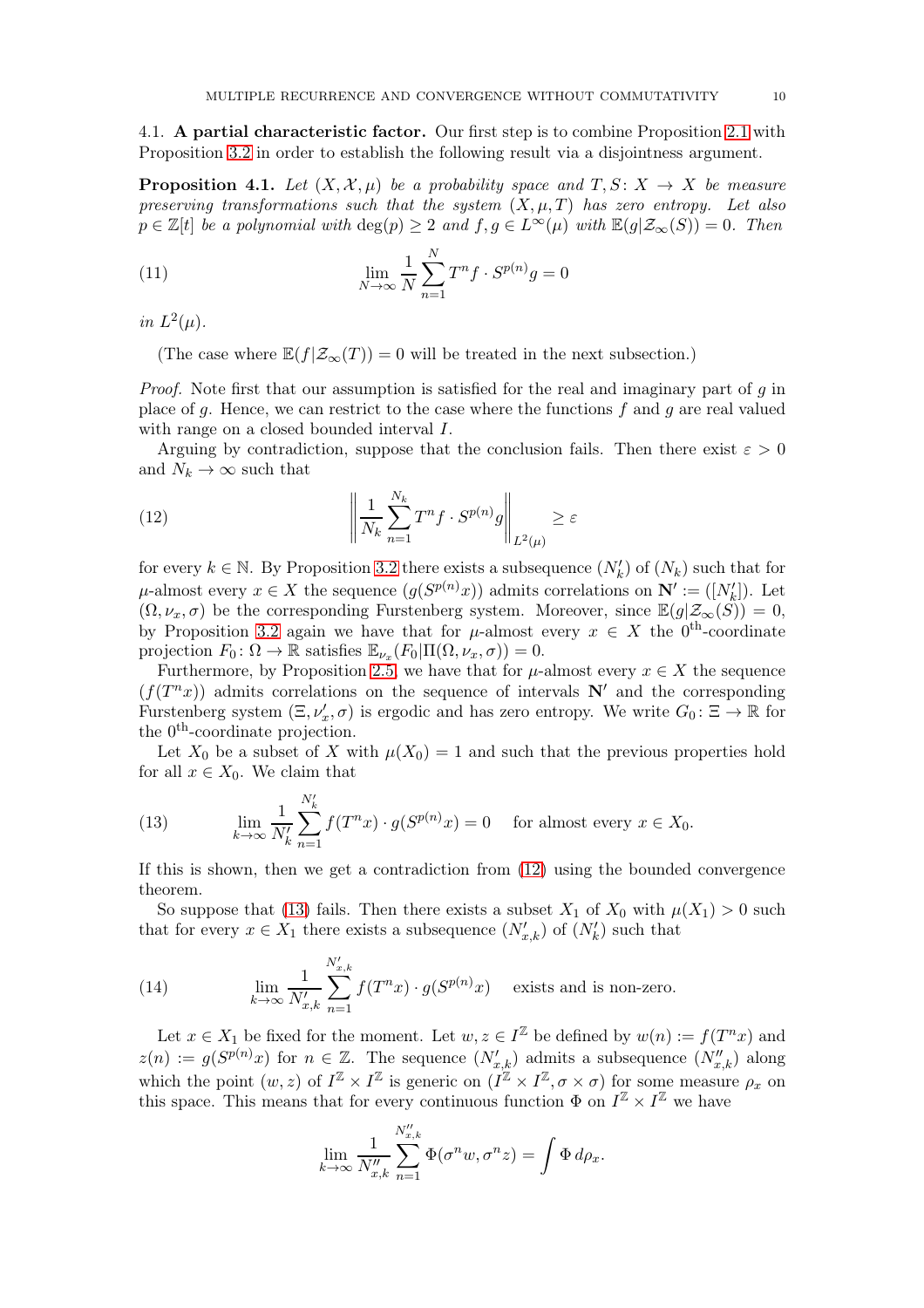### 4.1. A partial characteristic factor.

Our first step is to combine Proposition 2.1 with Proposition 3.2 in order to establish the following result via a disjointness argument.

**Proposition 4.1.** *Let $(X, \mathcal{X}, \mu)$ be a probability space and $T, S \colon X \to X$ be measure preserving transformations such that the system $(X, \mu, T)$ has zero entropy. Let also $p \in \mathbb{Z}[t]$ be a polynomial with $\deg(p) \geq 2$ and $f, g \in L^\infty(\mu)$ with $\mathbb{E}(g|\mathcal{Z}_\infty(S)) = 0$. Then*

$$\lim_{N\to\infty} \frac{1}{N} \sum_{n=1}^{N} T^n f \cdot S^{p(n)} g = 0 \tag{11}$$

*in $L^2(\mu)$.*

(The case where $\mathbb{E}(f|\mathcal{Z}_\infty(T)) = 0$ will be treated in the next subsection.)

*Proof.* Note first that our assumption is satisfied for the real and imaginary part of $g$ in place of $g$. Hence, we can restrict to the case where the functions $f$ and $g$ are real valued with range on a closed bounded interval $I$.

Arguing by contradiction, suppose that the conclusion fails. Then there exist $\varepsilon > 0$ and $N_k \to \infty$ such that

$$\left\| \frac{1}{N_k} \sum_{n=1}^{N_k} T^n f \cdot S^{p(n)} g \right\|_{L^2(\mu)} \geq \varepsilon \tag{12}$$

for every $k \in \mathbb{N}$. By Proposition 3.2 there exists a subsequence $(N'_k)$ of $(N_k)$ such that for $\mu$-almost every $x \in X$ the sequence $(g(S^{p(n)}x))$ admits correlations on $\mathbf{N}' := ([N'_k])$. Let $(\Omega, \nu_x, \sigma)$ be the corresponding Furstenberg system. Moreover, since $\mathbb{E}(g|\mathcal{Z}_\infty(S)) = 0$, by Proposition 3.2 again we have that for $\mu$-almost every $x \in X$ the $0^{\text{th}}$-coordinate projection $F_0 \colon \Omega \to \mathbb{R}$ satisfies $\mathbb{E}_{\nu_x}(F_0|\Pi(\Omega, \nu_x, \sigma)) = 0$.

Furthermore, by Proposition 2.5, we have that for $\mu$-almost every $x \in X$ the sequence $(f(T^n x))$ admits correlations on the sequence of intervals $\mathbf{N}'$ and the corresponding Furstenberg system $(\Xi, \nu'_x, \sigma)$ is ergodic and has zero entropy. We write $G_0 \colon \Xi \to \mathbb{R}$ for the $0^{\text{th}}$-coordinate projection.

Let $X_0$ be a subset of $X$ with $\mu(X_0) = 1$ and such that the previous properties hold for all $x \in X_0$. We claim that

$$\lim_{k\to\infty} \frac{1}{N'_k} \sum_{n=1}^{N'_k} f(T^n x) \cdot g(S^{p(n)}x) = 0 \quad \text{for almost every } x \in X_0. \tag{13}$$

If this is shown, then we get a contradiction from (12) using the bounded convergence theorem.

So suppose that (13) fails. Then there exists a subset $X_1$ of $X_0$ with $\mu(X_1) > 0$ such that for every $x \in X_1$ there exists a subsequence $(N'_{x,k})$ of $(N'_k)$ such that

$$\lim_{k\to\infty} \frac{1}{N'_{x,k}} \sum_{n=1}^{N'_{x,k}} f(T^n x) \cdot g(S^{p(n)}x) \quad \text{exists and is non-zero.} \tag{14}$$

Let $x \in X_1$ be fixed for the moment. Let $w, z \in I^{\mathbb{Z}}$ be defined by $w(n) := f(T^n x)$ and $z(n) := g(S^{p(n)}x)$ for $n \in \mathbb{Z}$. The sequence $(N'_{x,k})$ admits a subsequence $(N''_{x,k})$ along which the point $(w, z)$ of $I^{\mathbb{Z}} \times I^{\mathbb{Z}}$ is generic on $(I^{\mathbb{Z}} \times I^{\mathbb{Z}}, \sigma \times \sigma)$ for some measure $\rho_x$ on this space. This means that for every continuous function $\Phi$ on $I^{\mathbb{Z}} \times I^{\mathbb{Z}}$ we have

$$\lim_{k\to\infty} \frac{1}{N''_{x,k}} \sum_{n=1}^{N''_{x,k}} \Phi(\sigma^n w, \sigma^n z) = \int \Phi \, d\rho_x.$$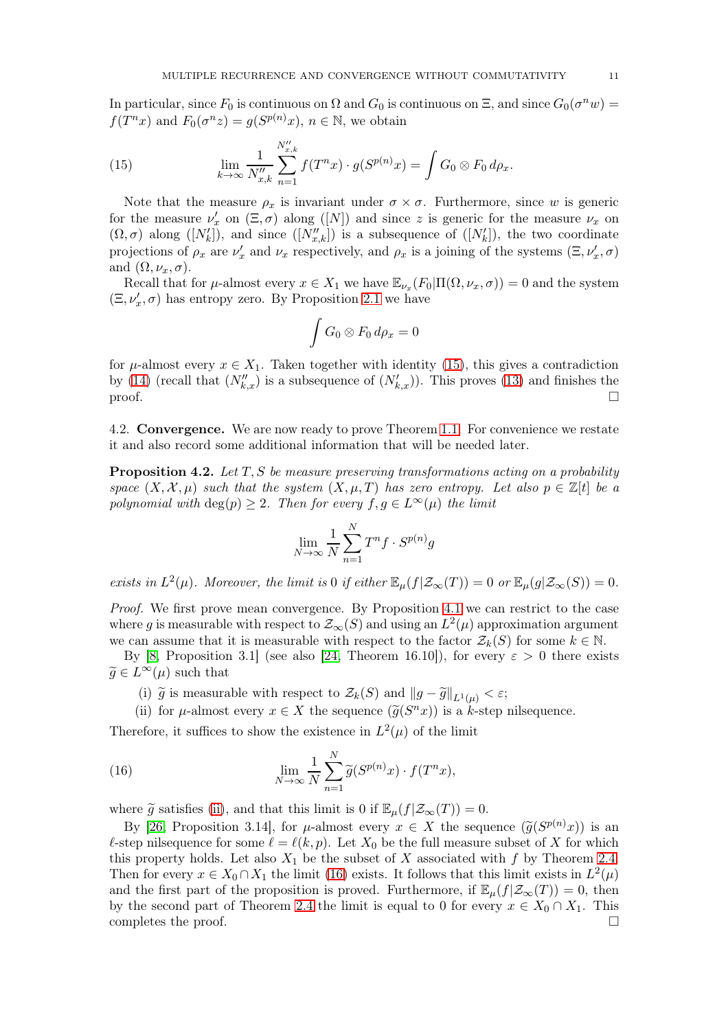In particular, since $F_0$ is continuous on $\Omega$ and $G_0$ is continuous on $\Xi$, and since $G_0(\sigma^n w) = f(T^n x)$ and $F_0(\sigma^n z) = g(S^{p(n)}x)$, $n \in \mathbb{N}$, we obtain

$$\lim_{k\to\infty} \frac{1}{N''_{x,k}} \sum_{n=1}^{N''_{x,k}} f(T^n x) \cdot g(S^{p(n)}x) = \int G_0 \otimes F_0 \, d\rho_x. \tag{15}$$

Note that the measure $\rho_x$ is invariant under $\sigma \times \sigma$. Furthermore, since $w$ is generic for the measure $\nu'_x$ on $(\Xi, \sigma)$ along $([N])$ and since $z$ is generic for the measure $\nu_x$ on $(\Omega, \sigma)$ along $([N'_k])$, and since $([N''_{x,k}])$ is a subsequence of $([N'_k])$, the two coordinate projections of $\rho_x$ are $\nu'_x$ and $\nu_x$ respectively, and $\rho_x$ is a joining of the systems $(\Xi, \nu'_x, \sigma)$ and $(\Omega, \nu_x, \sigma)$.

Recall that for $\mu$-almost every $x \in X_1$ we have $\mathbb{E}_{\nu_x}(F_0|\Pi(\Omega, \nu_x, \sigma)) = 0$ and the system $(\Xi, \nu'_x, \sigma)$ has entropy zero. By Proposition 2.1 we have

$$\int G_0 \otimes F_0 \, d\rho_x = 0$$

for $\mu$-almost every $x \in X_1$. Taken together with identity (15), this gives a contradiction by (14) (recall that $(N''_{k,x})$ is a subsequence of $(N'_{k,x})$). This proves (13) and finishes the proof. $\square$

## 4.2. Convergence.

We are now ready to prove Theorem 1.1. For convenience we restate it and also record some additional information that will be needed later.

**Proposition 4.2.** *Let $T, S$ be measure preserving transformations acting on a probability space $(X, \mathcal{X}, \mu)$ such that the system $(X, \mu, T)$ has zero entropy. Let also $p \in \mathbb{Z}[t]$ be a polynomial with $\deg(p) \geq 2$. Then for every $f, g \in L^\infty(\mu)$ the limit*

$$\lim_{N\to\infty} \frac{1}{N} \sum_{n=1}^{N} T^n f \cdot S^{p(n)} g$$

*exists in $L^2(\mu)$. Moreover, the limit is 0 if either $\mathbb{E}_\mu(f|\mathcal{Z}_\infty(T)) = 0$ or $\mathbb{E}_\mu(g|\mathcal{Z}_\infty(S)) = 0$.*

*Proof.* We first prove mean convergence. By Proposition 4.1 we can restrict to the case where $g$ is measurable with respect to $\mathcal{Z}_\infty(S)$ and using an $L^2(\mu)$ approximation argument we can assume that it is measurable with respect to the factor $\mathcal{Z}_k(S)$ for some $k \in \mathbb{N}$.

By [8, Proposition 3.1] (see also [24, Theorem 16.10]), for every $\varepsilon > 0$ there exists $\widetilde{g} \in L^\infty(\mu)$ such that

(i) $\widetilde{g}$ is measurable with respect to $\mathcal{Z}_k(S)$ and $\|g - \widetilde{g}\|_{L^1(\mu)} < \varepsilon$;

(ii) for $\mu$-almost every $x \in X$ the sequence $(\widetilde{g}(S^n x))$ is a $k$-step nilsequence.

Therefore, it suffices to show the existence in $L^2(\mu)$ of the limit

$$\lim_{N\to\infty} \frac{1}{N} \sum_{n=1}^{N} \widetilde{g}(S^{p(n)}x) \cdot f(T^n x), \tag{16}$$

where $\widetilde{g}$ satisfies (ii), and that this limit is 0 if $\mathbb{E}_\mu(f|\mathcal{Z}_\infty(T)) = 0$.

By [26, Proposition 3.14], for $\mu$-almost every $x \in X$ the sequence $(\widetilde{g}(S^{p(n)}x))$ is an $\ell$-step nilsequence for some $\ell = \ell(k, p)$. Let $X_0$ be the full measure subset of $X$ for which this property holds. Let also $X_1$ be the subset of $X$ associated with $f$ by Theorem 2.4. Then for every $x \in X_0 \cap X_1$ the limit (16) exists. It follows that this limit exists in $L^2(\mu)$ and the first part of the proposition is proved. Furthermore, if $\mathbb{E}_\mu(f|\mathcal{Z}_\infty(T)) = 0$, then by the second part of Theorem 2.4 the limit is equal to 0 for every $x \in X_0 \cap X_1$. This completes the proof. $\square$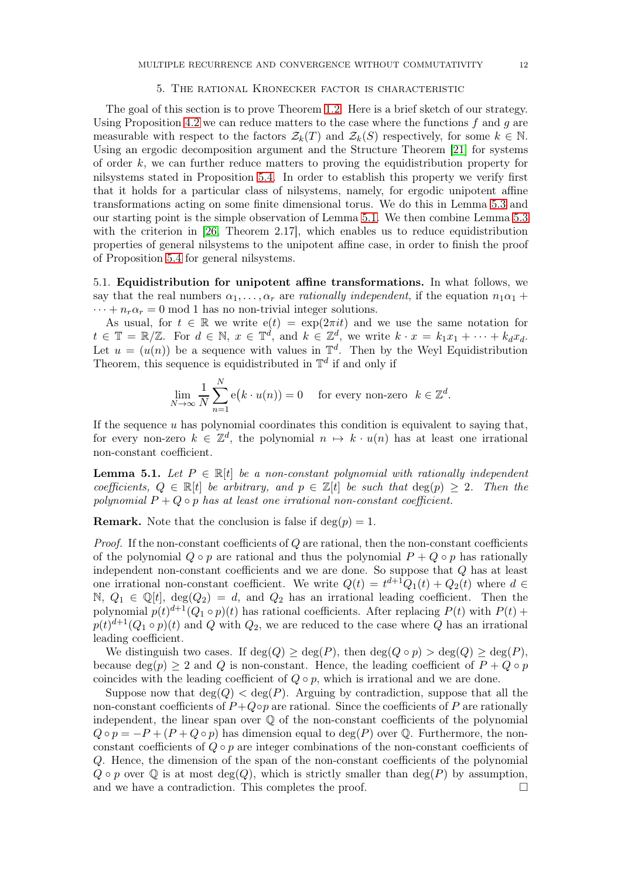## 5. The rational Kronecker factor is characteristic

The goal of this section is to prove Theorem 1.2. Here is a brief sketch of our strategy. Using Proposition 4.2 we can reduce matters to the case where the functions $f$ and $g$ are measurable with respect to the factors $\mathcal{Z}_k(T)$ and $\mathcal{Z}_k(S)$ respectively, for some $k \in \mathbb{N}$. Using an ergodic decomposition argument and the Structure Theorem [21] for systems of order $k$, we can further reduce matters to proving the equidistribution property for nilsystems stated in Proposition 5.4. In order to establish this property we verify first that it holds for a particular class of nilsystems, namely, for ergodic unipotent affine transformations acting on some finite dimensional torus. We do this in Lemma 5.3 and our starting point is the simple observation of Lemma 5.1. We then combine Lemma 5.3 with the criterion in [26, Theorem 2.17], which enables us to reduce equidistribution properties of general nilsystems to the unipotent affine case, in order to finish the proof of Proposition 5.4 for general nilsystems.

### 5.1. Equidistribution for unipotent affine transformations.

In what follows, we say that the real numbers $\alpha_1, \ldots, \alpha_r$ are *rationally independent*, if the equation $n_1\alpha_1 + \cdots + n_r\alpha_r = 0 \bmod 1$ has no non-trivial integer solutions.

As usual, for $t \in \mathbb{R}$ we write $\mathrm{e}(t) = \exp(2\pi i t)$ and we use the same notation for $t \in \mathbb{T} = \mathbb{R}/\mathbb{Z}$. For $d \in \mathbb{N}$, $x \in \mathbb{T}^d$, and $k \in \mathbb{Z}^d$, we write $k \cdot x = k_1x_1 + \cdots + k_dx_d$. Let $u = (u(n))$ be a sequence with values in $\mathbb{T}^d$. Then by the Weyl Equidistribution Theorem, this sequence is equidistributed in $\mathbb{T}^d$ if and only if

$$\lim_{N\to\infty} \frac{1}{N}\sum_{n=1}^{N} \mathrm{e}\big(k \cdot u(n)\big) = 0 \quad \text{for every non-zero } \ k \in \mathbb{Z}^d.$$

If the sequence $u$ has polynomial coordinates this condition is equivalent to saying that, for every non-zero $k \in \mathbb{Z}^d$, the polynomial $n \mapsto k \cdot u(n)$ has at least one irrational non-constant coefficient.

**Lemma 5.1.** *Let $P \in \mathbb{R}[t]$ be a non-constant polynomial with rationally independent coefficients, $Q \in \mathbb{R}[t]$ be arbitrary, and $p \in \mathbb{Z}[t]$ be such that $\deg(p) \geq 2$. Then the polynomial $P + Q \circ p$ has at least one irrational non-constant coefficient.*

**Remark.** Note that the conclusion is false if $\deg(p) = 1$.

*Proof.* If the non-constant coefficients of $Q$ are rational, then the non-constant coefficients of the polynomial $Q \circ p$ are rational and thus the polynomial $P + Q \circ p$ has rationally independent non-constant coefficients and we are done. So suppose that $Q$ has at least one irrational non-constant coefficient. We write $Q(t) = t^{d+1}Q_1(t) + Q_2(t)$ where $d \in \mathbb{N}$, $Q_1 \in \mathbb{Q}[t]$, $\deg(Q_2) = d$, and $Q_2$ has an irrational leading coefficient. Then the polynomial $p(t)^{d+1}(Q_1 \circ p)(t)$ has rational coefficients. After replacing $P(t)$ with $P(t) + p(t)^{d+1}(Q_1 \circ p)(t)$ and $Q$ with $Q_2$, we are reduced to the case where $Q$ has an irrational leading coefficient.

We distinguish two cases. If $\deg(Q) \geq \deg(P)$, then $\deg(Q \circ p) > \deg(Q) \geq \deg(P)$, because $\deg(p) \geq 2$ and $Q$ is non-constant. Hence, the leading coefficient of $P + Q \circ p$ coincides with the leading coefficient of $Q \circ p$, which is irrational and we are done.

Suppose now that $\deg(Q) < \deg(P)$. Arguing by contradiction, suppose that all the non-constant coefficients of $P + Q \circ p$ are rational. Since the coefficients of $P$ are rationally independent, the linear span over $\mathbb{Q}$ of the non-constant coefficients of the polynomial $Q \circ p = -P + (P + Q \circ p)$ has dimension equal to $\deg(P)$ over $\mathbb{Q}$. Furthermore, the non-constant coefficients of $Q \circ p$ are integer combinations of the non-constant coefficients of $Q$. Hence, the dimension of the span of the non-constant coefficients of the polynomial $Q \circ p$ over $\mathbb{Q}$ is at most $\deg(Q)$, which is strictly smaller than $\deg(P)$ by assumption, and we have a contradiction. This completes the proof. $\square$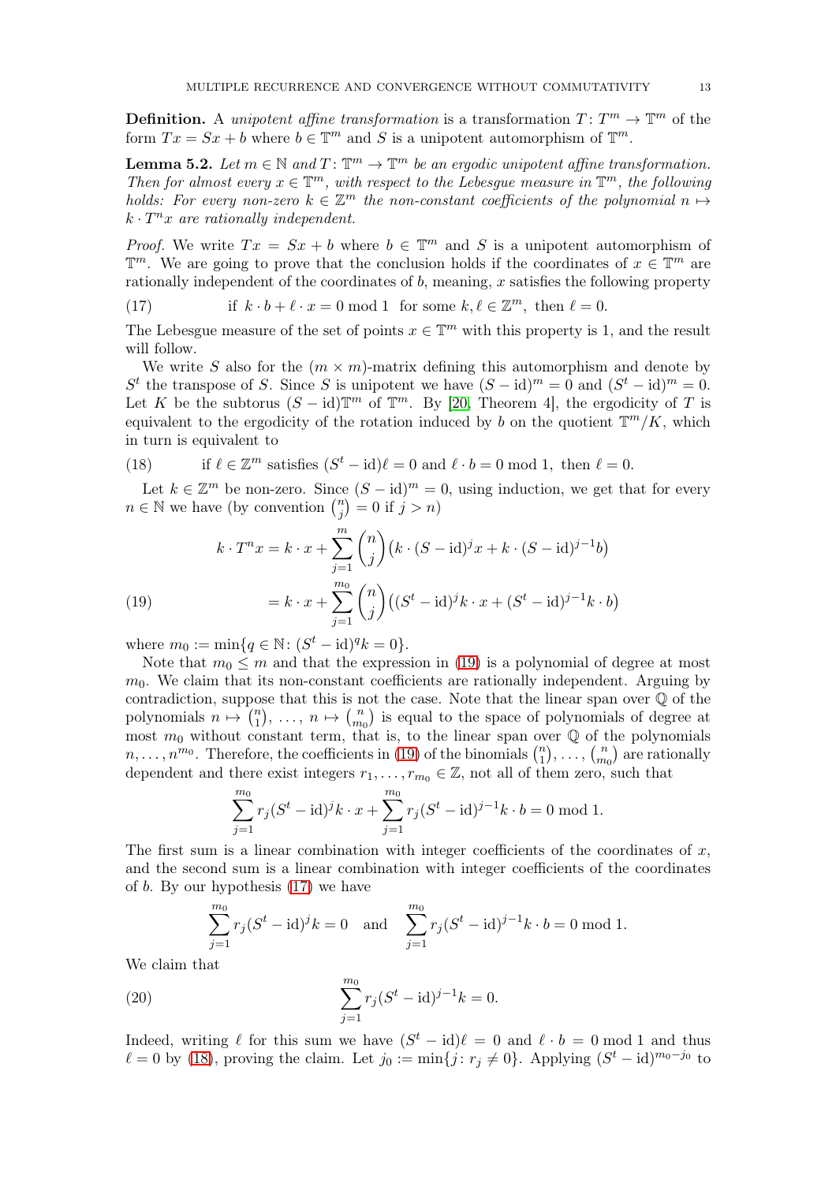**Definition.** A *unipotent affine transformation* is a transformation $T\colon T^m \to \mathbb{T}^m$ of the form $Tx = Sx + b$ where $b \in \mathbb{T}^m$ and $S$ is a unipotent automorphism of $\mathbb{T}^m$.

**Lemma 5.2.** *Let $m \in \mathbb{N}$ and $T\colon \mathbb{T}^m \to \mathbb{T}^m$ be an ergodic unipotent affine transformation. Then for almost every $x \in \mathbb{T}^m$, with respect to the Lebesgue measure in $\mathbb{T}^m$, the following holds: For every non-zero $k \in \mathbb{Z}^m$ the non-constant coefficients of the polynomial $n \mapsto k \cdot T^n x$ are rationally independent.*

*Proof.* We write $Tx = Sx + b$ where $b \in \mathbb{T}^m$ and $S$ is a unipotent automorphism of $\mathbb{T}^m$. We are going to prove that the conclusion holds if the coordinates of $x \in \mathbb{T}^m$ are rationally independent of the coordinates of $b$, meaning, $x$ satisfies the following property

$$\text{if } \ k \cdot b + \ell \cdot x = 0 \bmod 1 \ \text{ for some } k, \ell \in \mathbb{Z}^m, \ \text{then } \ell = 0. \tag{17}$$

The Lebesgue measure of the set of points $x \in \mathbb{T}^m$ with this property is 1, and the result will follow.

We write $S$ also for the $(m \times m)$-matrix defining this automorphism and denote by $S^t$ the transpose of $S$. Since $S$ is unipotent we have $(S - \mathrm{id})^m = 0$ and $(S^t - \mathrm{id})^m = 0$. Let $K$ be the subtorus $(S - \mathrm{id})\mathbb{T}^m$ of $\mathbb{T}^m$. By [20, Theorem 4], the ergodicity of $T$ is equivalent to the ergodicity of the rotation induced by $b$ on the quotient $\mathbb{T}^m/K$, which in turn is equivalent to

$$\text{if } \ell \in \mathbb{Z}^m \text{ satisfies } (S^t - \mathrm{id})\ell = 0 \text{ and } \ell \cdot b = 0 \bmod 1, \text{ then } \ell = 0. \tag{18}$$

Let $k \in \mathbb{Z}^m$ be non-zero. Since $(S - \mathrm{id})^m = 0$, using induction, we get that for every $n \in \mathbb{N}$ we have (by convention $\binom{n}{j} = 0$ if $j > n$)

$$\begin{aligned}
k \cdot T^n x &= k \cdot x + \sum_{j=1}^{m} \binom{n}{j} \big( k \cdot (S - \mathrm{id})^j x + k \cdot (S - \mathrm{id})^{j-1} b \big) \\
&= k \cdot x + \sum_{j=1}^{m_0} \binom{n}{j} \big( (S^t - \mathrm{id})^j k \cdot x + (S^t - \mathrm{id})^{j-1} k \cdot b \big)
\end{aligned} \tag{19}$$

where $m_0 := \min\{q \in \mathbb{N} \colon (S^t - \mathrm{id})^q k = 0\}$.

Note that $m_0 \leq m$ and that the expression in (19) is a polynomial of degree at most $m_0$. We claim that its non-constant coefficients are rationally independent. Arguing by contradiction, suppose that this is not the case. Note that the linear span over $\mathbb{Q}$ of the polynomials $n \mapsto \binom{n}{1}, \ldots, n \mapsto \binom{n}{m_0}$ is equal to the space of polynomials of degree at most $m_0$ without constant term, that is, to the linear span over $\mathbb{Q}$ of the polynomials $n, \ldots, n^{m_0}$. Therefore, the coefficients in (19) of the binomials $\binom{n}{1}, \ldots, \binom{n}{m_0}$ are rationally dependent and there exist integers $r_1, \ldots, r_{m_0} \in \mathbb{Z}$, not all of them zero, such that

$$\sum_{j=1}^{m_0} r_j (S^t - \mathrm{id})^j k \cdot x + \sum_{j=1}^{m_0} r_j (S^t - \mathrm{id})^{j-1} k \cdot b = 0 \bmod 1.$$

The first sum is a linear combination with integer coefficients of the coordinates of $x$, and the second sum is a linear combination with integer coefficients of the coordinates of $b$. By our hypothesis (17) we have

$$\sum_{j=1}^{m_0} r_j (S^t - \mathrm{id})^j k = 0 \quad \text{and} \quad \sum_{j=1}^{m_0} r_j (S^t - \mathrm{id})^{j-1} k \cdot b = 0 \bmod 1.$$

We claim that

$$\sum_{j=1}^{m_0} r_j (S^t - \mathrm{id})^{j-1} k = 0. \tag{20}$$

Indeed, writing $\ell$ for this sum we have $(S^t - \mathrm{id})\ell = 0$ and $\ell \cdot b = 0 \bmod 1$ and thus $\ell = 0$ by (18), proving the claim. Let $j_0 := \min\{j \colon r_j \neq 0\}$. Applying $(S^t - \mathrm{id})^{m_0 - j_0}$ to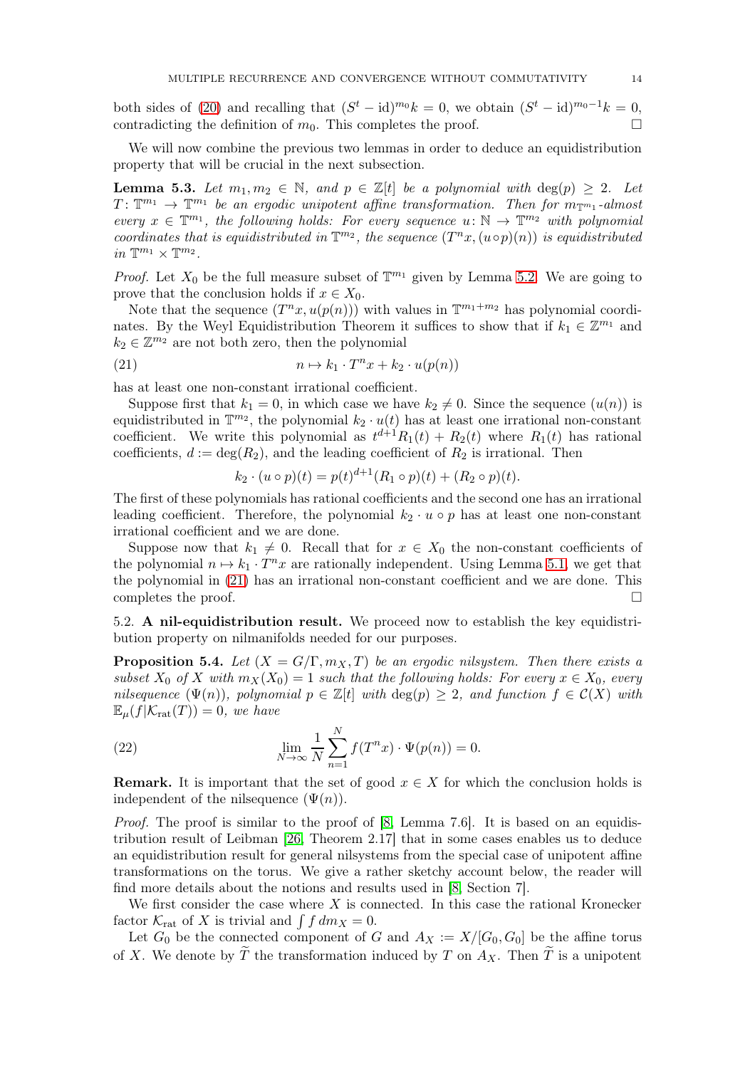both sides of (20) and recalling that $(S^t - \mathrm{id})^{m_0} k = 0$, we obtain $(S^t - \mathrm{id})^{m_0 - 1} k = 0$, contradicting the definition of $m_0$. This completes the proof. $\square$

We will now combine the previous two lemmas in order to deduce an equidistribution property that will be crucial in the next subsection.

**Lemma 5.3.** *Let $m_1, m_2 \in \mathbb{N}$, and $p \in \mathbb{Z}[t]$ be a polynomial with $\deg(p) \geq 2$. Let $T \colon \mathbb{T}^{m_1} \to \mathbb{T}^{m_1}$ be an ergodic unipotent affine transformation. Then for $m_{\mathbb{T}^{m_1}}$-almost every $x \in \mathbb{T}^{m_1}$, the following holds: For every sequence $u \colon \mathbb{N} \to \mathbb{T}^{m_2}$ with polynomial coordinates that is equidistributed in $\mathbb{T}^{m_2}$, the sequence $(T^n x, (u \circ p)(n))$ is equidistributed in $\mathbb{T}^{m_1} \times \mathbb{T}^{m_2}$.*

*Proof.* Let $X_0$ be the full measure subset of $\mathbb{T}^{m_1}$ given by Lemma 5.2. We are going to prove that the conclusion holds if $x \in X_0$.

Note that the sequence $(T^n x, u(p(n)))$ with values in $\mathbb{T}^{m_1 + m_2}$ has polynomial coordinates. By the Weyl Equidistribution Theorem it suffices to show that if $k_1 \in \mathbb{Z}^{m_1}$ and $k_2 \in \mathbb{Z}^{m_2}$ are not both zero, then the polynomial

$$n \mapsto k_1 \cdot T^n x + k_2 \cdot u(p(n)) \tag{21}$$

has at least one non-constant irrational coefficient.

Suppose first that $k_1 = 0$, in which case we have $k_2 \neq 0$. Since the sequence $(u(n))$ is equidistributed in $\mathbb{T}^{m_2}$, the polynomial $k_2 \cdot u(t)$ has at least one irrational non-constant coefficient. We write this polynomial as $t^{d+1} R_1(t) + R_2(t)$ where $R_1(t)$ has rational coefficients, $d := \deg(R_2)$, and the leading coefficient of $R_2$ is irrational. Then

$$k_2 \cdot (u \circ p)(t) = p(t)^{d+1} (R_1 \circ p)(t) + (R_2 \circ p)(t).$$

The first of these polynomials has rational coefficients and the second one has an irrational leading coefficient. Therefore, the polynomial $k_2 \cdot u \circ p$ has at least one non-constant irrational coefficient and we are done.

Suppose now that $k_1 \neq 0$. Recall that for $x \in X_0$ the non-constant coefficients of the polynomial $n \mapsto k_1 \cdot T^n x$ are rationally independent. Using Lemma 5.1, we get that the polynomial in (21) has an irrational non-constant coefficient and we are done. This completes the proof. $\square$

### 5.2. A nil-equidistribution result.

We proceed now to establish the key equidistribution property on nilmanifolds needed for our purposes.

**Proposition 5.4.** *Let $(X = G/\Gamma, m_X, T)$ be an ergodic nilsystem. Then there exists a subset $X_0$ of $X$ with $m_X(X_0) = 1$ such that the following holds: For every $x \in X_0$, every nilsequence $(\Psi(n))$, polynomial $p \in \mathbb{Z}[t]$ with $\deg(p) \geq 2$, and function $f \in \mathcal{C}(X)$ with $\mathbb{E}_\mu(f | \mathcal{K}_{\mathrm{rat}}(T)) = 0$, we have*

$$\lim_{N \to \infty} \frac{1}{N} \sum_{n=1}^{N} f(T^n x) \cdot \Psi(p(n)) = 0. \tag{22}$$

**Remark.** It is important that the set of good $x \in X$ for which the conclusion holds is independent of the nilsequence $(\Psi(n))$.

*Proof.* The proof is similar to the proof of [8, Lemma 7.6]. It is based on an equidistribution result of Leibman [26, Theorem 2.17] that in some cases enables us to deduce an equidistribution result for general nilsystems from the special case of unipotent affine transformations on the torus. We give a rather sketchy account below, the reader will find more details about the notions and results used in [8, Section 7].

We first consider the case where $X$ is connected. In this case the rational Kronecker factor $\mathcal{K}_{\mathrm{rat}}$ of $X$ is trivial and $\int f \, dm_X = 0$.

Let $G_0$ be the connected component of $G$ and $A_X := X/[G_0, G_0]$ be the affine torus of $X$. We denote by $\widetilde{T}$ the transformation induced by $T$ on $A_X$. Then $\widetilde{T}$ is a unipotent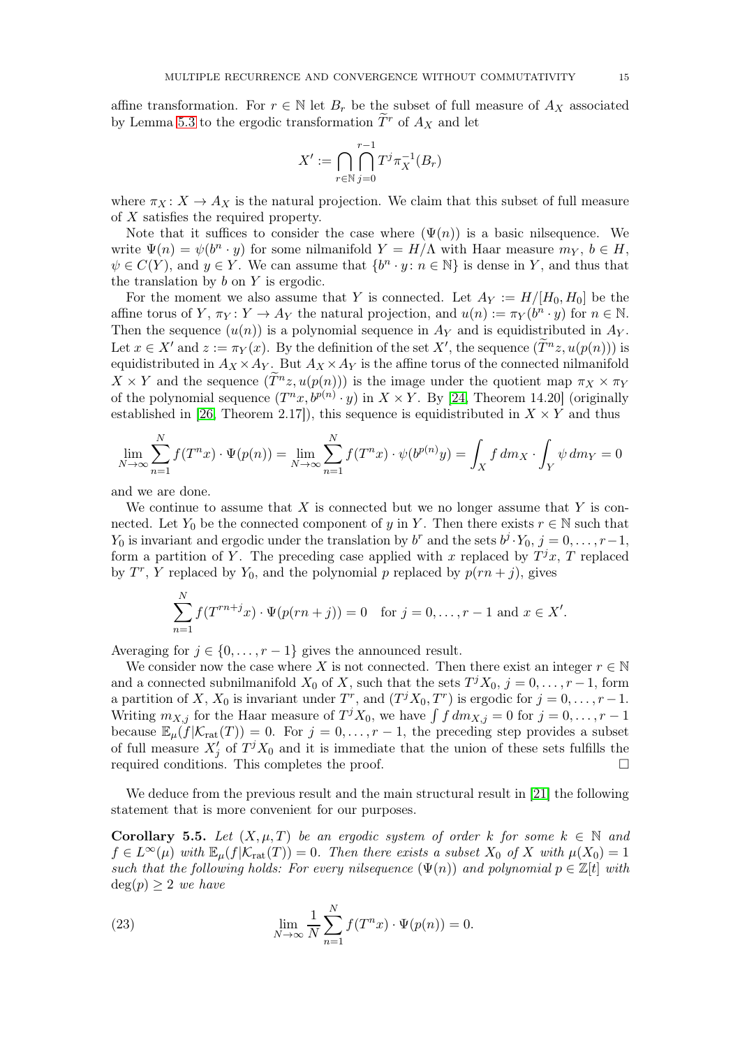affine transformation. For $r \in \mathbb{N}$ let $B_r$ be the subset of full measure of $A_X$ associated by Lemma 5.3 to the ergodic transformation $\widetilde{T}^r$ of $A_X$ and let

$$X' := \bigcap_{r\in\mathbb{N}} \bigcap_{j=0}^{r-1} T^j \pi_X^{-1}(B_r)$$

where $\pi_X \colon X \to A_X$ is the natural projection. We claim that this subset of full measure of $X$ satisfies the required property.

Note that it suffices to consider the case where $(\Psi(n))$ is a basic nilsequence. We write $\Psi(n) = \psi(b^n \cdot y)$ for some nilmanifold $Y = H/\Lambda$ with Haar measure $m_Y$, $b \in H$, $\psi \in C(Y)$, and $y \in Y$. We can assume that $\{b^n \cdot y \colon n \in \mathbb{N}\}$ is dense in $Y$, and thus that the translation by $b$ on $Y$ is ergodic.

For the moment we also assume that $Y$ is connected. Let $A_Y := H/[H_0, H_0]$ be the affine torus of $Y$, $\pi_Y \colon Y \to A_Y$ the natural projection, and $u(n) := \pi_Y(b^n \cdot y)$ for $n \in \mathbb{N}$. Then the sequence $(u(n))$ is a polynomial sequence in $A_Y$ and is equidistributed in $A_Y$. Let $x \in X'$ and $z := \pi_Y(x)$. By the definition of the set $X'$, the sequence $(\widetilde{T}^n z, u(p(n)))$ is equidistributed in $A_X \times A_Y$. But $A_X \times A_Y$ is the affine torus of the connected nilmanifold $X \times Y$ and the sequence $(\widetilde{T}^n z, u(p(n)))$ is the image under the quotient map $\pi_X \times \pi_Y$ of the polynomial sequence $(T^n x, b^{p(n)} \cdot y)$ in $X \times Y$. By [24, Theorem 14.20] (originally established in [26, Theorem 2.17]), this sequence is equidistributed in $X \times Y$ and thus

$$\lim_{N\to\infty} \sum_{n=1}^{N} f(T^n x) \cdot \Psi(p(n)) = \lim_{N\to\infty} \sum_{n=1}^{N} f(T^n x) \cdot \psi(b^{p(n)} y) = \int_X f \, dm_X \cdot \int_Y \psi \, dm_Y = 0$$

and we are done.

We continue to assume that $X$ is connected but we no longer assume that $Y$ is connected. Let $Y_0$ be the connected component of $y$ in $Y$. Then there exists $r \in \mathbb{N}$ such that $Y_0$ is invariant and ergodic under the translation by $b^r$ and the sets $b^j \cdot Y_0$, $j = 0, \ldots, r-1$, form a partition of $Y$. The preceding case applied with $x$ replaced by $T^j x$, $T$ replaced by $T^r$, $Y$ replaced by $Y_0$, and the polynomial $p$ replaced by $p(rn + j)$, gives

$$\sum_{n=1}^{N} f(T^{rn+j} x) \cdot \Psi(p(rn + j)) = 0 \quad \text{for } j = 0, \ldots, r-1 \text{ and } x \in X'.$$

Averaging for $j \in \{0, \ldots, r-1\}$ gives the announced result.

We consider now the case where $X$ is not connected. Then there exist an integer $r \in \mathbb{N}$ and a connected subnilmanifold $X_0$ of $X$, such that the sets $T^j X_0$, $j = 0, \ldots, r-1$, form a partition of $X$, $X_0$ is invariant under $T^r$, and $(T^j X_0, T^r)$ is ergodic for $j = 0, \ldots, r-1$. Writing $m_{X,j}$ for the Haar measure of $T^j X_0$, we have $\int f \, dm_{X,j} = 0$ for $j = 0, \ldots, r-1$ because $\mathbb{E}_\mu(f|\mathcal{K}_{\text{rat}}(T)) = 0$. For $j = 0, \ldots, r-1$, the preceding step provides a subset of full measure $X'_j$ of $T^j X_0$ and it is immediate that the union of these sets fulfills the required conditions. This completes the proof. $\square$

We deduce from the previous result and the main structural result in [21] the following statement that is more convenient for our purposes.

**Corollary 5.5.** *Let $(X, \mu, T)$ be an ergodic system of order $k$ for some $k \in \mathbb{N}$ and $f \in L^\infty(\mu)$ with $\mathbb{E}_\mu(f|\mathcal{K}_{\text{rat}}(T)) = 0$. Then there exists a subset $X_0$ of $X$ with $\mu(X_0) = 1$ such that the following holds: For every nilsequence $(\Psi(n))$ and polynomial $p \in \mathbb{Z}[t]$ with $\deg(p) \geq 2$ we have*

$$\lim_{N\to\infty} \frac{1}{N} \sum_{n=1}^{N} f(T^n x) \cdot \Psi(p(n)) = 0. \tag{23}$$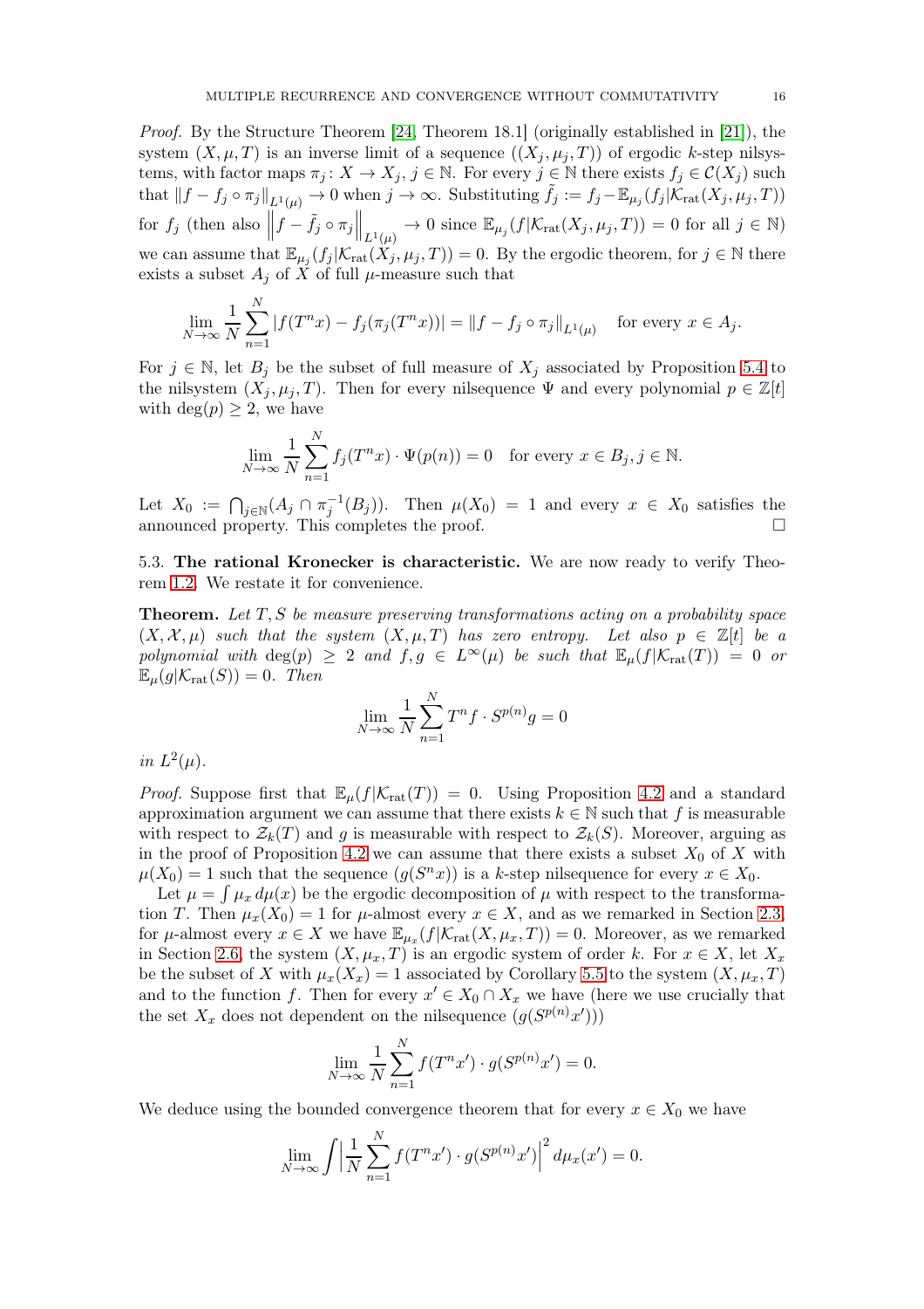*Proof.* By the Structure Theorem [24, Theorem 18.1] (originally established in [21]), the system $(X, \mu, T)$ is an inverse limit of a sequence $((X_j, \mu_j, T))$ of ergodic $k$-step nilsystems, with factor maps $\pi_j \colon X \to X_j$, $j \in \mathbb{N}$. For every $j \in \mathbb{N}$ there exists $f_j \in \mathcal{C}(X_j)$ such that $\|f - f_j \circ \pi_j\|_{L^1(\mu)} \to 0$ when $j \to \infty$. Substituting $\tilde{f}_j := f_j - \mathbb{E}_{\mu_j}(f_j|\mathcal{K}_{\rm rat}(X_j, \mu_j, T))$ for $f_j$ (then also $\left\|f - \tilde{f}_j \circ \pi_j\right\|_{L^1(\mu)} \to 0$ since $\mathbb{E}_{\mu_j}(f|\mathcal{K}_{\rm rat}(X_j, \mu_j, T)) = 0$ for all $j \in \mathbb{N}$) we can assume that $\mathbb{E}_{\mu_j}(f_j|\mathcal{K}_{\rm rat}(X_j, \mu_j, T)) = 0$. By the ergodic theorem, for $j \in \mathbb{N}$ there exists a subset $A_j$ of $X$ of full $\mu$-measure such that

$$\lim_{N\to\infty} \frac{1}{N}\sum_{n=1}^{N} |f(T^n x) - f_j(\pi_j(T^n x))| = \|f - f_j \circ \pi_j\|_{L^1(\mu)} \quad \text{for every } x \in A_j.$$

For $j \in \mathbb{N}$, let $B_j$ be the subset of full measure of $X_j$ associated by Proposition 5.4 to the nilsystem $(X_j, \mu_j, T)$. Then for every nilsequence $\Psi$ and every polynomial $p \in \mathbb{Z}[t]$ with $\deg(p) \geq 2$, we have

$$\lim_{N\to\infty} \frac{1}{N}\sum_{n=1}^{N} f_j(T^n x) \cdot \Psi(p(n)) = 0 \quad \text{for every } x \in B_j, j \in \mathbb{N}.$$

Let $X_0 := \bigcap_{j\in\mathbb{N}}(A_j \cap \pi_j^{-1}(B_j))$. Then $\mu(X_0) = 1$ and every $x \in X_0$ satisfies the announced property. This completes the proof. □

5.3. **The rational Kronecker is characteristic.** We are now ready to verify Theorem 1.2. We restate it for convenience.

**Theorem.** *Let $T, S$ be measure preserving transformations acting on a probability space $(X, \mathcal{X}, \mu)$ such that the system $(X, \mu, T)$ has zero entropy. Let also $p \in \mathbb{Z}[t]$ be a polynomial with $\deg(p) \geq 2$ and $f, g \in L^\infty(\mu)$ be such that $\mathbb{E}_\mu(f|\mathcal{K}_{\rm rat}(T)) = 0$ or $\mathbb{E}_\mu(g|\mathcal{K}_{\rm rat}(S)) = 0$. Then*

$$\lim_{N\to\infty} \frac{1}{N}\sum_{n=1}^{N} T^n f \cdot S^{p(n)} g = 0$$

*in $L^2(\mu)$.*

*Proof.* Suppose first that $\mathbb{E}_\mu(f|\mathcal{K}_{\rm rat}(T)) = 0$. Using Proposition 4.2 and a standard approximation argument we can assume that there exists $k \in \mathbb{N}$ such that $f$ is measurable with respect to $\mathcal{Z}_k(T)$ and $g$ is measurable with respect to $\mathcal{Z}_k(S)$. Moreover, arguing as in the proof of Proposition 4.2 we can assume that there exists a subset $X_0$ of $X$ with $\mu(X_0) = 1$ such that the sequence $(g(S^n x))$ is a $k$-step nilsequence for every $x \in X_0$.

Let $\mu = \int \mu_x \, d\mu(x)$ be the ergodic decomposition of $\mu$ with respect to the transformation $T$. Then $\mu_x(X_0) = 1$ for $\mu$-almost every $x \in X$, and as we remarked in Section 2.3, for $\mu$-almost every $x \in X$ we have $\mathbb{E}_{\mu_x}(f|\mathcal{K}_{\rm rat}(X, \mu_x, T)) = 0$. Moreover, as we remarked in Section 2.6, the system $(X, \mu_x, T)$ is an ergodic system of order $k$. For $x \in X$, let $X_x$ be the subset of $X$ with $\mu_x(X_x) = 1$ associated by Corollary 5.5 to the system $(X, \mu_x, T)$ and to the function $f$. Then for every $x' \in X_0 \cap X_x$ we have (here we use crucially that the set $X_x$ does not dependent on the nilsequence $(g(S^{p(n)}x'))$)

$$\lim_{N\to\infty} \frac{1}{N}\sum_{n=1}^{N} f(T^n x') \cdot g(S^{p(n)} x') = 0.$$

We deduce using the bounded convergence theorem that for every $x \in X_0$ we have

$$\lim_{N\to\infty} \int \Big|\frac{1}{N}\sum_{n=1}^{N} f(T^n x') \cdot g(S^{p(n)} x')\Big|^2 \, d\mu_x(x') = 0.$$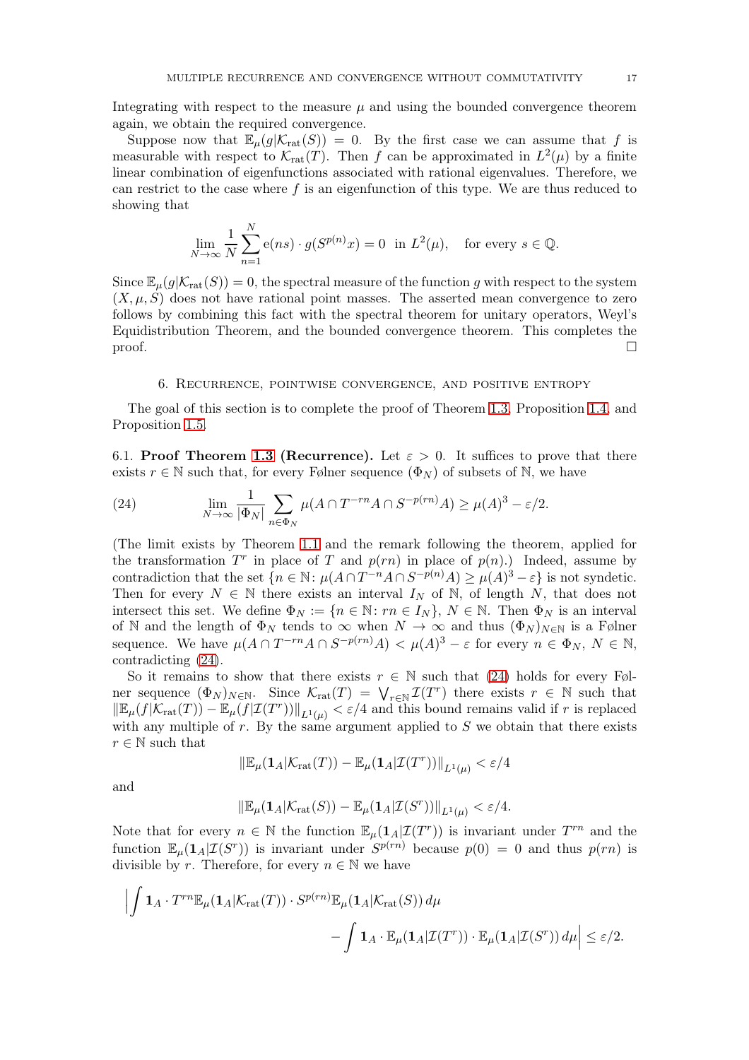Integrating with respect to the measure $\mu$ and using the bounded convergence theorem again, we obtain the required convergence.

Suppose now that $\mathbb{E}_\mu(g|\mathcal{K}_{\mathrm{rat}}(S)) = 0$. By the first case we can assume that $f$ is measurable with respect to $\mathcal{K}_{\mathrm{rat}}(T)$. Then $f$ can be approximated in $L^2(\mu)$ by a finite linear combination of eigenfunctions associated with rational eigenvalues. Therefore, we can restrict to the case where $f$ is an eigenfunction of this type. We are thus reduced to showing that

$$\lim_{N\to\infty} \frac{1}{N}\sum_{n=1}^{N} \mathrm{e}(ns)\cdot g(S^{p(n)}x) = 0 \ \text{ in } L^2(\mu), \quad \text{for every } s \in \mathbb{Q}.$$

Since $\mathbb{E}_\mu(g|\mathcal{K}_{\mathrm{rat}}(S)) = 0$, the spectral measure of the function $g$ with respect to the system $(X,\mu,S)$ does not have rational point masses. The asserted mean convergence to zero follows by combining this fact with the spectral theorem for unitary operators, Weyl's Equidistribution Theorem, and the bounded convergence theorem. This completes the proof. $\square$

## 6. Recurrence, pointwise convergence, and positive entropy

The goal of this section is to complete the proof of Theorem 1.3, Proposition 1.4, and Proposition 1.5.

**6.1. Proof Theorem 1.3 (Recurrence).** Let $\varepsilon > 0$. It suffices to prove that there exists $r \in \mathbb{N}$ such that, for every Følner sequence $(\Phi_N)$ of subsets of $\mathbb{N}$, we have

$$\lim_{N\to\infty} \frac{1}{|\Phi_N|}\sum_{n\in\Phi_N} \mu(A\cap T^{-rn}A\cap S^{-p(rn)}A) \geq \mu(A)^3 - \varepsilon/2. \tag{24}$$

(The limit exists by Theorem 1.1 and the remark following the theorem, applied for the transformation $T^r$ in place of $T$ and $p(rn)$ in place of $p(n)$.) Indeed, assume by contradiction that the set $\{n \in \mathbb{N}\colon \mu(A\cap T^{-n}A\cap S^{-p(n)}A) \geq \mu(A)^3 - \varepsilon\}$ is not syndetic. Then for every $N \in \mathbb{N}$ there exists an interval $I_N$ of $\mathbb{N}$, of length $N$, that does not intersect this set. We define $\Phi_N := \{n \in \mathbb{N}\colon rn \in I_N\}$, $N \in \mathbb{N}$. Then $\Phi_N$ is an interval of $\mathbb{N}$ and the length of $\Phi_N$ tends to $\infty$ when $N \to \infty$ and thus $(\Phi_N)_{N\in\mathbb{N}}$ is a Følner sequence. We have $\mu(A\cap T^{-rn}A\cap S^{-p(rn)}A) < \mu(A)^3 - \varepsilon$ for every $n \in \Phi_N$, $N \in \mathbb{N}$, contradicting (24).

So it remains to show that there exists $r \in \mathbb{N}$ such that (24) holds for every Følner sequence $(\Phi_N)_{N\in\mathbb{N}}$. Since $\mathcal{K}_{\mathrm{rat}}(T) = \bigvee_{r\in\mathbb{N}} \mathcal{I}(T^r)$ there exists $r \in \mathbb{N}$ such that $\|\mathbb{E}_\mu(f|\mathcal{K}_{\mathrm{rat}}(T)) - \mathbb{E}_\mu(f|\mathcal{I}(T^r))\|_{L^1(\mu)} < \varepsilon/4$ and this bound remains valid if $r$ is replaced with any multiple of $r$. By the same argument applied to $S$ we obtain that there exists $r \in \mathbb{N}$ such that

$$\|\mathbb{E}_\mu(\mathbf{1}_A|\mathcal{K}_{\mathrm{rat}}(T)) - \mathbb{E}_\mu(\mathbf{1}_A|\mathcal{I}(T^r))\|_{L^1(\mu)} < \varepsilon/4$$

and

$$\|\mathbb{E}_\mu(\mathbf{1}_A|\mathcal{K}_{\mathrm{rat}}(S)) - \mathbb{E}_\mu(\mathbf{1}_A|\mathcal{I}(S^r))\|_{L^1(\mu)} < \varepsilon/4.$$

Note that for every $n \in \mathbb{N}$ the function $\mathbb{E}_\mu(\mathbf{1}_A|\mathcal{I}(T^r))$ is invariant under $T^{rn}$ and the function $\mathbb{E}_\mu(\mathbf{1}_A|\mathcal{I}(S^r))$ is invariant under $S^{p(rn)}$ because $p(0) = 0$ and thus $p(rn)$ is divisible by $r$. Therefore, for every $n \in \mathbb{N}$ we have

$$\Big|\int \mathbf{1}_A\cdot T^{rn}\mathbb{E}_\mu(\mathbf{1}_A|\mathcal{K}_{\mathrm{rat}}(T))\cdot S^{p(rn)}\mathbb{E}_\mu(\mathbf{1}_A|\mathcal{K}_{\mathrm{rat}}(S))\,d\mu \\ - \int \mathbf{1}_A\cdot \mathbb{E}_\mu(\mathbf{1}_A|\mathcal{I}(T^r))\cdot \mathbb{E}_\mu(\mathbf{1}_A|\mathcal{I}(S^r))\,d\mu\Big| \leq \varepsilon/2.$$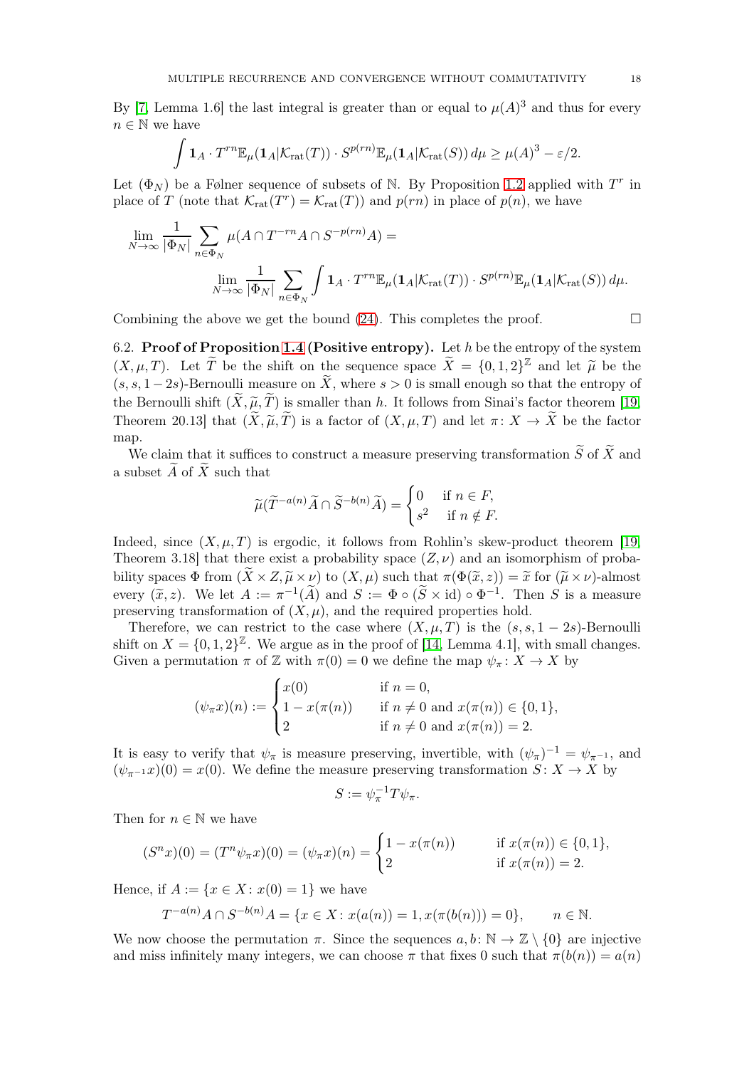By [7, Lemma 1.6] the last integral is greater than or equal to $\mu(A)^3$ and thus for every $n \in \mathbb{N}$ we have

$$\int \mathbf{1}_A \cdot T^{rn}\mathbb{E}_\mu(\mathbf{1}_A|\mathcal{K}_{\rm rat}(T)) \cdot S^{p(rn)}\mathbb{E}_\mu(\mathbf{1}_A|\mathcal{K}_{\rm rat}(S))\, d\mu \geq \mu(A)^3 - \varepsilon/2.$$

Let $(\Phi_N)$ be a Følner sequence of subsets of $\mathbb{N}$. By Proposition 1.2 applied with $T^r$ in place of $T$ (note that $\mathcal{K}_{\rm rat}(T^r) = \mathcal{K}_{\rm rat}(T)$) and $p(rn)$ in place of $p(n)$, we have

$$\lim_{N\to\infty} \frac{1}{|\Phi_N|} \sum_{n\in\Phi_N} \mu(A \cap T^{-rn}A \cap S^{-p(rn)}A) =$$
$$\lim_{N\to\infty} \frac{1}{|\Phi_N|} \sum_{n\in\Phi_N} \int \mathbf{1}_A \cdot T^{rn}\mathbb{E}_\mu(\mathbf{1}_A|\mathcal{K}_{\rm rat}(T)) \cdot S^{p(rn)}\mathbb{E}_\mu(\mathbf{1}_A|\mathcal{K}_{\rm rat}(S))\, d\mu.$$

Combining the above we get the bound (24). This completes the proof. $\square$

6.2. **Proof of Proposition 1.4 (Positive entropy).** Let $h$ be the entropy of the system $(X, \mu, T)$. Let $\widetilde{T}$ be the shift on the sequence space $\widetilde{X} = \{0, 1, 2\}^{\mathbb{Z}}$ and let $\widetilde{\mu}$ be the $(s, s, 1-2s)$-Bernoulli measure on $\widetilde{X}$, where $s > 0$ is small enough so that the entropy of the Bernoulli shift $(\widetilde{X}, \widetilde{\mu}, \widetilde{T})$ is smaller than $h$. It follows from Sinai's factor theorem [19, Theorem 20.13] that $(\widetilde{X}, \widetilde{\mu}, \widetilde{T})$ is a factor of $(X, \mu, T)$ and let $\pi\colon X \to \widetilde{X}$ be the factor map.

We claim that it suffices to construct a measure preserving transformation $\widetilde{S}$ of $\widetilde{X}$ and a subset $\widetilde{A}$ of $\widetilde{X}$ such that

$$\widetilde{\mu}(\widetilde{T}^{-a(n)}\widetilde{A} \cap \widetilde{S}^{-b(n)}\widetilde{A}) = \begin{cases} 0 & \text{if } n \in F, \\ s^2 & \text{if } n \notin F. \end{cases}$$

Indeed, since $(X, \mu, T)$ is ergodic, it follows from Rohlin's skew-product theorem [19, Theorem 3.18] that there exist a probability space $(Z, \nu)$ and an isomorphism of probability spaces $\Phi$ from $(\widetilde{X} \times Z, \widetilde{\mu} \times \nu)$ to $(X, \mu)$ such that $\pi(\Phi(\widetilde{x}, z)) = \widetilde{x}$ for $(\widetilde{\mu} \times \nu)$-almost every $(\widetilde{x}, z)$. We let $A := \pi^{-1}(\widetilde{A})$ and $S := \Phi \circ (\widetilde{S} \times \mathrm{id}) \circ \Phi^{-1}$. Then $S$ is a measure preserving transformation of $(X, \mu)$, and the required properties hold.

Therefore, we can restrict to the case where $(X, \mu, T)$ is the $(s, s, 1-2s)$-Bernoulli shift on $X = \{0, 1, 2\}^{\mathbb{Z}}$. We argue as in the proof of [14, Lemma 4.1], with small changes. Given a permutation $\pi$ of $\mathbb{Z}$ with $\pi(0) = 0$ we define the map $\psi_\pi\colon X \to X$ by

$$(\psi_\pi x)(n) := \begin{cases} x(0) & \text{if } n = 0, \\ 1 - x(\pi(n)) & \text{if } n \neq 0 \text{ and } x(\pi(n)) \in \{0, 1\}, \\ 2 & \text{if } n \neq 0 \text{ and } x(\pi(n)) = 2. \end{cases}$$

It is easy to verify that $\psi_\pi$ is measure preserving, invertible, with $(\psi_\pi)^{-1} = \psi_{\pi^{-1}}$, and $(\psi_{\pi^{-1}}x)(0) = x(0)$. We define the measure preserving transformation $S\colon X \to X$ by

$$S := \psi_\pi^{-1} T \psi_\pi.$$

Then for $n \in \mathbb{N}$ we have

$$(S^n x)(0) = (T^n \psi_\pi x)(0) = (\psi_\pi x)(n) = \begin{cases} 1 - x(\pi(n)) & \text{if } x(\pi(n)) \in \{0, 1\}, \\ 2 & \text{if } x(\pi(n)) = 2. \end{cases}$$

Hence, if $A := \{x \in X : x(0) = 1\}$ we have

$$T^{-a(n)}A \cap S^{-b(n)}A = \{x \in X : x(a(n)) = 1, x(\pi(b(n))) = 0\}, \qquad n \in \mathbb{N}.$$

We now choose the permutation $\pi$. Since the sequences $a, b\colon \mathbb{N} \to \mathbb{Z} \setminus \{0\}$ are injective and miss infinitely many integers, we can choose $\pi$ that fixes 0 such that $\pi(b(n)) = a(n)$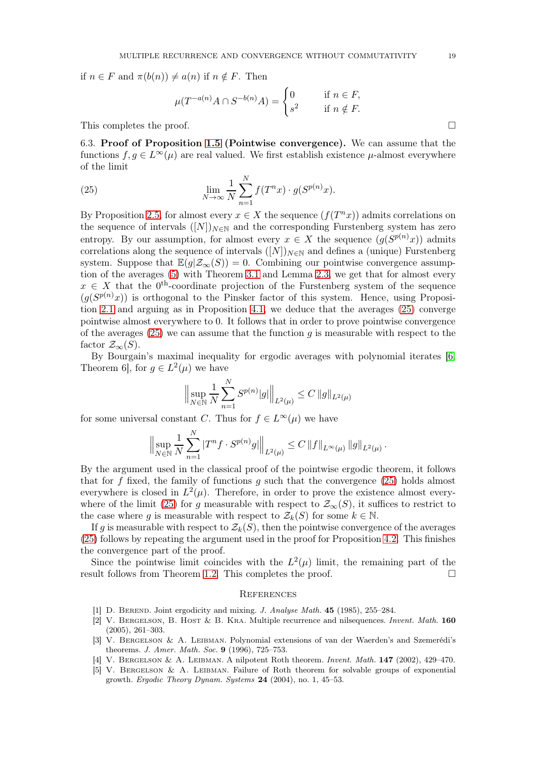if $n \in F$ and $\pi(b(n)) \neq a(n)$ if $n \notin F$. Then

$$\mu(T^{-a(n)}A \cap S^{-b(n)}A) = \begin{cases} 0 & \text{if } n \in F, \\ s^2 & \text{if } n \notin F. \end{cases}$$

This completes the proof. □

6.3. **Proof of Proposition 1.5 (Pointwise convergence).** We can assume that the functions $f, g \in L^\infty(\mu)$ are real valued. We first establish existence $\mu$-almost everywhere of the limit

$$\lim_{N\to\infty} \frac{1}{N} \sum_{n=1}^{N} f(T^n x) \cdot g(S^{p(n)} x). \tag{25}$$

By Proposition 2.5, for almost every $x \in X$ the sequence $(f(T^n x))$ admits correlations on the sequence of intervals $([N])_{N\in\mathbb{N}}$ and the corresponding Furstenberg system has zero entropy. By our assumption, for almost every $x \in X$ the sequence $(g(S^{p(n)}x))$ admits correlations along the sequence of intervals $([N])_{N\in\mathbb{N}}$ and defines a (unique) Furstenberg system. Suppose that $\mathbb{E}(g|\mathcal{Z}_\infty(S)) = 0$. Combining our pointwise convergence assumption of the averages (5) with Theorem 3.1 and Lemma 2.3, we get that for almost every $x \in X$ that the $0^{\text{th}}$-coordinate projection of the Furstenberg system of the sequence $(g(S^{p(n)}x))$ is orthogonal to the Pinsker factor of this system. Hence, using Proposition 2.1 and arguing as in Proposition 4.1, we deduce that the averages (25) converge pointwise almost everywhere to 0. It follows that in order to prove pointwise convergence of the averages (25) we can assume that the function $g$ is measurable with respect to the factor $\mathcal{Z}_\infty(S)$.

By Bourgain's maximal inequality for ergodic averages with polynomial iterates [6, Theorem 6], for $g \in L^2(\mu)$ we have

$$\Big\| \sup_{N\in\mathbb{N}} \frac{1}{N} \sum_{n=1}^{N} S^{p(n)}|g| \Big\|_{L^2(\mu)} \leq C \, \|g\|_{L^2(\mu)}$$

for some universal constant $C$. Thus for $f \in L^\infty(\mu)$ we have

$$\Big\| \sup_{N\in\mathbb{N}} \frac{1}{N} \sum_{n=1}^{N} |T^n f \cdot S^{p(n)} g| \Big\|_{L^2(\mu)} \leq C \, \|f\|_{L^\infty(\mu)} \, \|g\|_{L^2(\mu)} \, .$$

By the argument used in the classical proof of the pointwise ergodic theorem, it follows that for $f$ fixed, the family of functions $g$ such that the convergence (25) holds almost everywhere is closed in $L^2(\mu)$. Therefore, in order to prove the existence almost everywhere of the limit (25) for $g$ measurable with respect to $\mathcal{Z}_\infty(S)$, it suffices to restrict to the case where $g$ is measurable with respect to $\mathcal{Z}_k(S)$ for some $k \in \mathbb{N}$.

If $g$ is measurable with respect to $\mathcal{Z}_k(S)$, then the pointwise convergence of the averages (25) follows by repeating the argument used in the proof for Proposition 4.2. This finishes the convergence part of the proof.

Since the pointwise limit coincides with the $L^2(\mu)$ limit, the remaining part of the result follows from Theorem 1.2. This completes the proof. □

## References

[1] D. Berend. Joint ergodicity and mixing. *J. Analyse Math.* **45** (1985), 255–284.

[2] V. Bergelson, B. Host & B. Kra. Multiple recurrence and nilsequences. *Invent. Math.* **160** (2005), 261–303.

[3] V. Bergelson & A. Leibman. Polynomial extensions of van der Waerden's and Szemerédi's theorems. *J. Amer. Math. Soc.* **9** (1996), 725–753.

[4] V. Bergelson & A. Leibman. A nilpotent Roth theorem. *Invent. Math.* **147** (2002), 429–470.

[5] V. Bergelson & A. Leibman. Failure of Roth theorem for solvable groups of exponential growth. *Ergodic Theory Dynam. Systems* **24** (2004), no. 1, 45–53.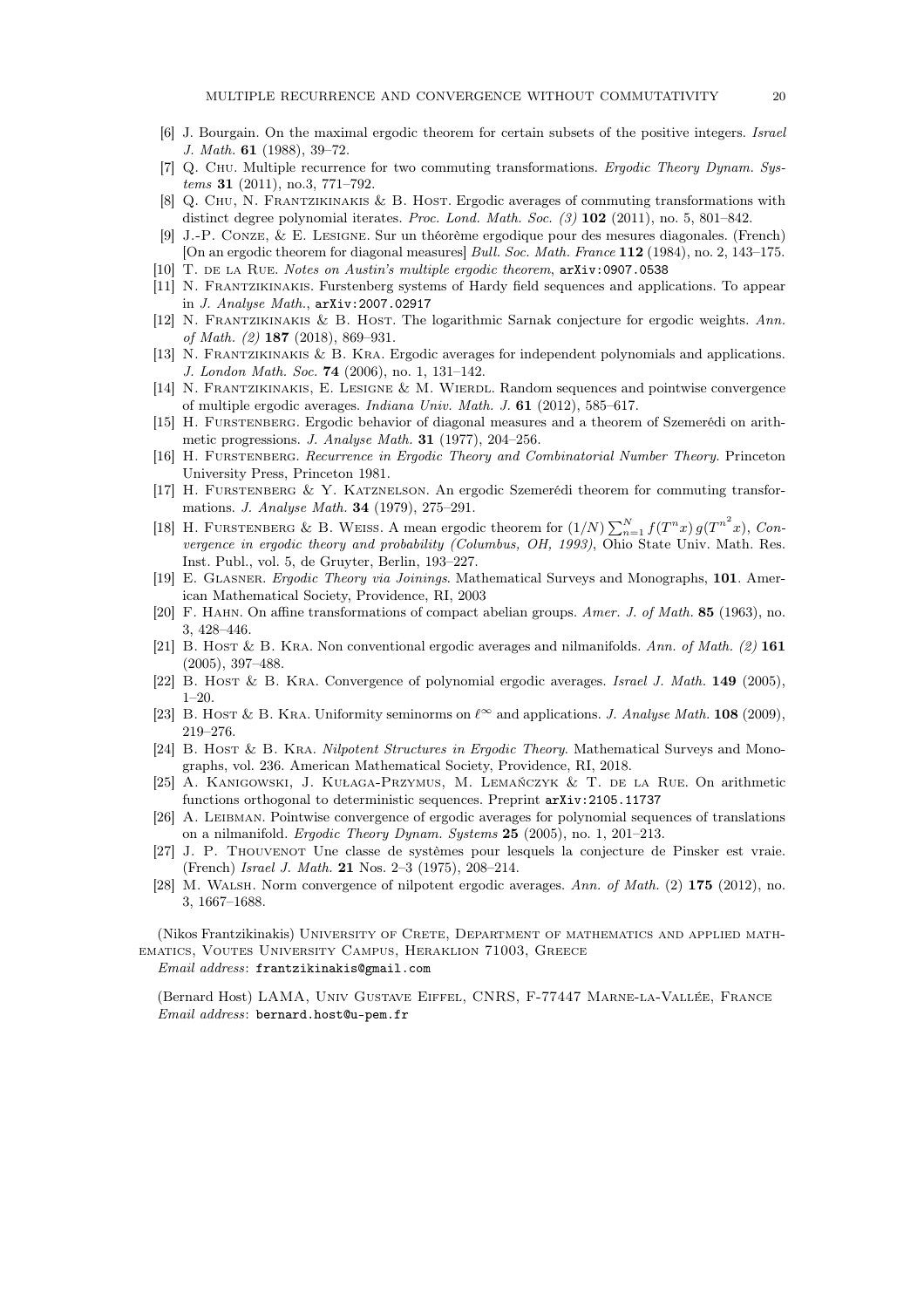[6] J. Bourgain. On the maximal ergodic theorem for certain subsets of the positive integers. *Israel J. Math.* **61** (1988), 39–72.

[7] Q. Chu. Multiple recurrence for two commuting transformations. *Ergodic Theory Dynam. Systems* **31** (2011), no.3, 771–792.

[8] Q. Chu, N. Frantzikinakis & B. Host. Ergodic averages of commuting transformations with distinct degree polynomial iterates. *Proc. Lond. Math. Soc. (3)* **102** (2011), no. 5, 801–842.

[9] J.-P. Conze, & E. Lesigne. Sur un théorème ergodique pour des mesures diagonales. (French) [On an ergodic theorem for diagonal measures] *Bull. Soc. Math. France* **112** (1984), no. 2, 143–175.

[10] T. de la Rue. *Notes on Austin's multiple ergodic theorem*, arXiv:0907.0538

[11] N. Frantzikinakis. Furstenberg systems of Hardy field sequences and applications. To appear in *J. Analyse Math.*, arXiv:2007.02917

[12] N. Frantzikinakis & B. Host. The logarithmic Sarnak conjecture for ergodic weights. *Ann. of Math. (2)* **187** (2018), 869–931.

[13] N. Frantzikinakis & B. Kra. Ergodic averages for independent polynomials and applications. *J. London Math. Soc.* **74** (2006), no. 1, 131–142.

[14] N. Frantzikinakis, E. Lesigne & M. Wierdl. Random sequences and pointwise convergence of multiple ergodic averages. *Indiana Univ. Math. J.* **61** (2012), 585–617.

[15] H. Furstenberg. Ergodic behavior of diagonal measures and a theorem of Szemerédi on arithmetic progressions. *J. Analyse Math.* **31** (1977), 204–256.

[16] H. Furstenberg. *Recurrence in Ergodic Theory and Combinatorial Number Theory.* Princeton University Press, Princeton 1981.

[17] H. Furstenberg & Y. Katznelson. An ergodic Szemerédi theorem for commuting transformations. *J. Analyse Math.* **34** (1979), 275–291.

[18] H. Furstenberg & B. Weiss. A mean ergodic theorem for $(1/N)\sum_{n=1}^{N} f(T^n x)\, g(T^{n^2} x)$, *Convergence in ergodic theory and probability (Columbus, OH, 1993)*, Ohio State Univ. Math. Res. Inst. Publ., vol. 5, de Gruyter, Berlin, 193–227.

[19] E. Glasner. *Ergodic Theory via Joinings*. Mathematical Surveys and Monographs, **101**. American Mathematical Society, Providence, RI, 2003

[20] F. Hahn. On affine transformations of compact abelian groups. *Amer. J. of Math.* **85** (1963), no. 3, 428–446.

[21] B. Host & B. Kra. Non conventional ergodic averages and nilmanifolds. *Ann. of Math. (2)* **161** (2005), 397–488.

[22] B. Host & B. Kra. Convergence of polynomial ergodic averages. *Israel J. Math.* **149** (2005), 1–20.

[23] B. Host & B. Kra. Uniformity seminorms on $\ell^\infty$ and applications. *J. Analyse Math.* **108** (2009), 219–276.

[24] B. Host & B. Kra. *Nilpotent Structures in Ergodic Theory*. Mathematical Surveys and Monographs, vol. 236. American Mathematical Society, Providence, RI, 2018.

[25] A. Kanigowski, J. Kułaga-Przymus, M. Lemańczyk & T. de la Rue. On arithmetic functions orthogonal to deterministic sequences. Preprint arXiv:2105.11737

[26] A. Leibman. Pointwise convergence of ergodic averages for polynomial sequences of translations on a nilmanifold. *Ergodic Theory Dynam. Systems* **25** (2005), no. 1, 201–213.

[27] J. P. Thouvenot Une classe de systèmes pour lesquels la conjecture de Pinsker est vraie. (French) *Israel J. Math.* **21** Nos. 2–3 (1975), 208–214.

[28] M. Walsh. Norm convergence of nilpotent ergodic averages. *Ann. of Math.* (2) **175** (2012), no. 3, 1667–1688.

(Nikos Frantzikinakis) University of Crete, Department of mathematics and applied mathematics, Voutes University Campus, Heraklion 71003, Greece
*Email address*: frantzikinakis@gmail.com

(Bernard Host) LAMA, Univ Gustave Eiffel, CNRS, F-77447 Marne-la-Vallée, France
*Email address*: bernard.host@u-pem.fr